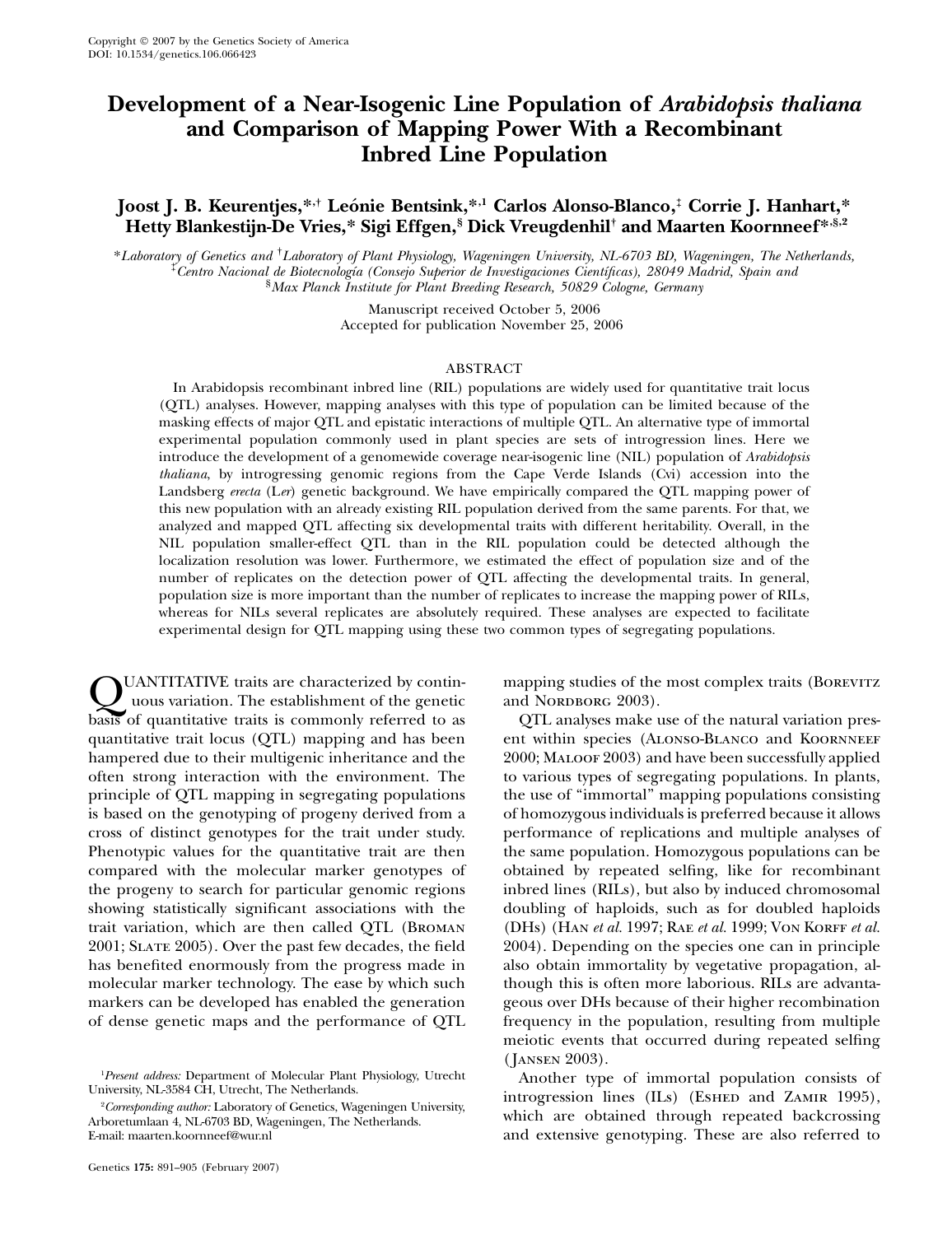Copyright © 2007 by the Genetics Society of America
DOI: 10.1534/genetics.106.066423

# Development of a Near-Isogenic Line Population of *Arabidopsis thaliana* and Comparison of Mapping Power With a Recombinant Inbred Line Population

**Joost J. B. Keurentjes,*,† Leónie Bentsink,*,1 Carlos Alonso-Blanco,‡ Corrie J. Hanhart,* Hetty Blankestijn-De Vries,* Sigi Effgen,§ Dick Vreugdenhil† and Maarten Koornneef*,§,2**

*\*Laboratory of Genetics and †Laboratory of Plant Physiology, Wageningen University, NL-6703 BD, Wageningen, The Netherlands, ‡Centro Nacional de Biotecnología (Consejo Superior de Investigaciones Científicas), 28049 Madrid, Spain and §Max Planck Institute for Plant Breeding Research, 50829 Cologne, Germany*

Manuscript received October 5, 2006
Accepted for publication November 25, 2006

## ABSTRACT

In Arabidopsis recombinant inbred line (RIL) populations are widely used for quantitative trait locus (QTL) analyses. However, mapping analyses with this type of population can be limited because of the masking effects of major QTL and epistatic interactions of multiple QTL. An alternative type of immortal experimental population commonly used in plant species are sets of introgression lines. Here we introduce the development of a genomewide coverage near-isogenic line (NIL) population of *Arabidopsis thaliana*, by introgressing genomic regions from the Cape Verde Islands (Cvi) accession into the Landsberg *erecta* (L*er*) genetic background. We have empirically compared the QTL mapping power of this new population with an already existing RIL population derived from the same parents. For that, we analyzed and mapped QTL affecting six developmental traits with different heritability. Overall, in the NIL population smaller-effect QTL than in the RIL population could be detected although the localization resolution was lower. Furthermore, we estimated the effect of population size and of the number of replicates on the detection power of QTL affecting the developmental traits. In general, population size is more important than the number of replicates to increase the mapping power of RILs, whereas for NILs several replicates are absolutely required. These analyses are expected to facilitate experimental design for QTL mapping using these two common types of segregating populations.

QUANTITATIVE traits are characterized by continuous variation. The establishment of the genetic basis of quantitative traits is commonly referred to as quantitative trait locus (QTL) mapping and has been hampered due to their multigenic inheritance and the often strong interaction with the environment. The principle of QTL mapping in segregating populations is based on the genotyping of progeny derived from a cross of distinct genotypes for the trait under study. Phenotypic values for the quantitative trait are then compared with the molecular marker genotypes of the progeny to search for particular genomic regions showing statistically significant associations with the trait variation, which are then called QTL (Broman 2001; Slate 2005). Over the past few decades, the field has benefited enormously from the progress made in molecular marker technology. The ease by which such markers can be developed has enabled the generation of dense genetic maps and the performance of QTL mapping studies of the most complex traits (Borevitz and Nordborg 2003).

QTL analyses make use of the natural variation present within species (Alonso-Blanco and Koornneef 2000; Maloof 2003) and have been successfully applied to various types of segregating populations. In plants, the use of "immortal" mapping populations consisting of homozygous individuals is preferred because it allows performance of replications and multiple analyses of the same population. Homozygous populations can be obtained by repeated selfing, like for recombinant inbred lines (RILs), but also by induced chromosomal doubling of haploids, such as for doubled haploids (DHs) (Han *et al.* 1997; Rae *et al.* 1999; Von Korff *et al.* 2004). Depending on the species one can in principle also obtain immortality by vegetative propagation, although this is often more laborious. RILs are advantageous over DHs because of their higher recombination frequency in the population, resulting from multiple meiotic events that occurred during repeated selfing (Jansen 2003).

Another type of immortal population consists of introgression lines (ILs) (Eshed and Zamir 1995), which are obtained through repeated backcrossing and extensive genotyping. These are also referred to

[1]*Present address:* Department of Molecular Plant Physiology, Utrecht University, NL-3584 CH, Utrecht, The Netherlands.

[2]*Corresponding author:* Laboratory of Genetics, Wageningen University, Arboretumlaan 4, NL-6703 BD, Wageningen, The Netherlands. E-mail: maarten.koornneef@wur.nl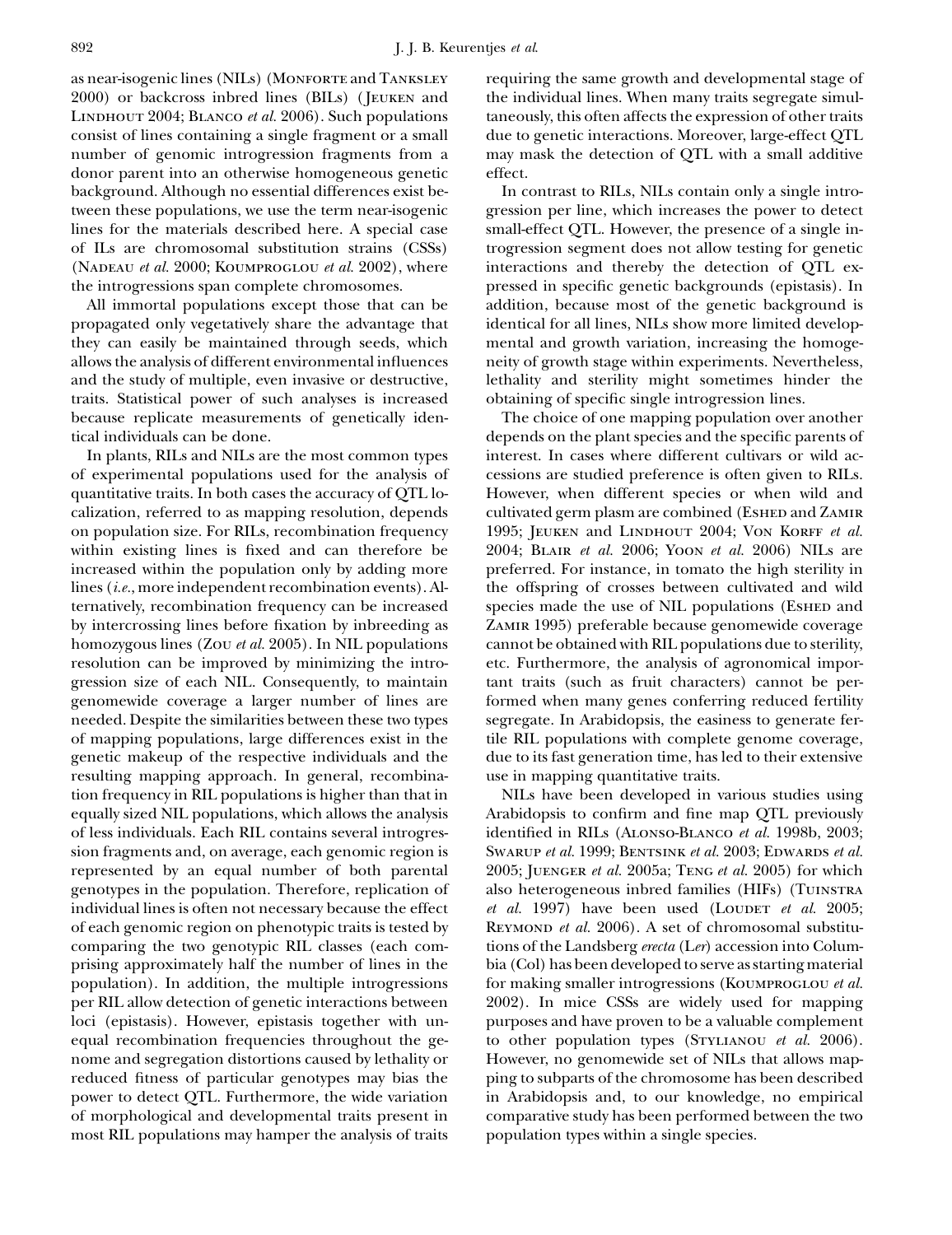as near-isogenic lines (NILs) (Monforte and Tanksley 2000) or backcross inbred lines (BILs) (Jeuken and Lindhout 2004; Blanco *et al.* 2006). Such populations consist of lines containing a single fragment or a small number of genomic introgression fragments from a donor parent into an otherwise homogeneous genetic background. Although no essential differences exist between these populations, we use the term near-isogenic lines for the materials described here. A special case of ILs are chromosomal substitution strains (CSSs) (Nadeau *et al.* 2000; Koumproglou *et al.* 2002), where the introgressions span complete chromosomes.

All immortal populations except those that can be propagated only vegetatively share the advantage that they can easily be maintained through seeds, which allows the analysis of different environmental influences and the study of multiple, even invasive or destructive, traits. Statistical power of such analyses is increased because replicate measurements of genetically identical individuals can be done.

In plants, RILs and NILs are the most common types of experimental populations used for the analysis of quantitative traits. In both cases the accuracy of QTL localization, referred to as mapping resolution, depends on population size. For RILs, recombination frequency within existing lines is fixed and can therefore be increased within the population only by adding more lines (*i.e.*, more independent recombination events). Alternatively, recombination frequency can be increased by intercrossing lines before fixation by inbreeding as homozygous lines (Zou *et al.* 2005). In NIL populations resolution can be improved by minimizing the introgression size of each NIL. Consequently, to maintain genomewide coverage a larger number of lines are needed. Despite the similarities between these two types of mapping populations, large differences exist in the genetic makeup of the respective individuals and the resulting mapping approach. In general, recombination frequency in RIL populations is higher than that in equally sized NIL populations, which allows the analysis of less individuals. Each RIL contains several introgression fragments and, on average, each genomic region is represented by an equal number of both parental genotypes in the population. Therefore, replication of individual lines is often not necessary because the effect of each genomic region on phenotypic traits is tested by comparing the two genotypic RIL classes (each comprising approximately half the number of lines in the population). In addition, the multiple introgressions per RIL allow detection of genetic interactions between loci (epistasis). However, epistasis together with unequal recombination frequencies throughout the genome and segregation distortions caused by lethality or reduced fitness of particular genotypes may bias the power to detect QTL. Furthermore, the wide variation of morphological and developmental traits present in most RIL populations may hamper the analysis of traits requiring the same growth and developmental stage of the individual lines. When many traits segregate simultaneously, this often affects the expression of other traits due to genetic interactions. Moreover, large-effect QTL may mask the detection of QTL with a small additive effect.

In contrast to RILs, NILs contain only a single introgression per line, which increases the power to detect small-effect QTL. However, the presence of a single introgression segment does not allow testing for genetic interactions and thereby the detection of QTL expressed in specific genetic backgrounds (epistasis). In addition, because most of the genetic background is identical for all lines, NILs show more limited developmental and growth variation, increasing the homogeneity of growth stage within experiments. Nevertheless, lethality and sterility might sometimes hinder the obtaining of specific single introgression lines.

The choice of one mapping population over another depends on the plant species and the specific parents of interest. In cases where different cultivars or wild accessions are studied preference is often given to RILs. However, when different species or when wild and cultivated germ plasm are combined (Eshed and Zamir 1995; Jeuken and Lindhout 2004; Von Korff *et al.* 2004; Blair *et al.* 2006; Yoon *et al.* 2006) NILs are preferred. For instance, in tomato the high sterility in the offspring of crosses between cultivated and wild species made the use of NIL populations (Eshed and Zamir 1995) preferable because genomewide coverage cannot be obtained with RIL populations due to sterility, etc. Furthermore, the analysis of agronomical important traits (such as fruit characters) cannot be performed when many genes conferring reduced fertility segregate. In Arabidopsis, the easiness to generate fertile RIL populations with complete genome coverage, due to its fast generation time, has led to their extensive use in mapping quantitative traits.

NILs have been developed in various studies using Arabidopsis to confirm and fine map QTL previously identified in RILs (Alonso-Blanco *et al.* 1998b, 2003; Swarup *et al.* 1999; Bentsink *et al.* 2003; Edwards *et al.* 2005; Juenger *et al.* 2005a; Teng *et al.* 2005) for which also heterogeneous inbred families (HIFs) (Tuinstra *et al.* 1997) have been used (Loudet *et al.* 2005; Reymond *et al.* 2006). A set of chromosomal substitutions of the Landsberg *erecta* (L*er*) accession into Columbia (Col) has been developed to serve as starting material for making smaller introgressions (Koumproglou *et al.* 2002). In mice CSSs are widely used for mapping purposes and have proven to be a valuable complement to other population types (Stylianou *et al.* 2006). However, no genomewide set of NILs that allows mapping to subparts of the chromosome has been described in Arabidopsis and, to our knowledge, no empirical comparative study has been performed between the two population types within a single species.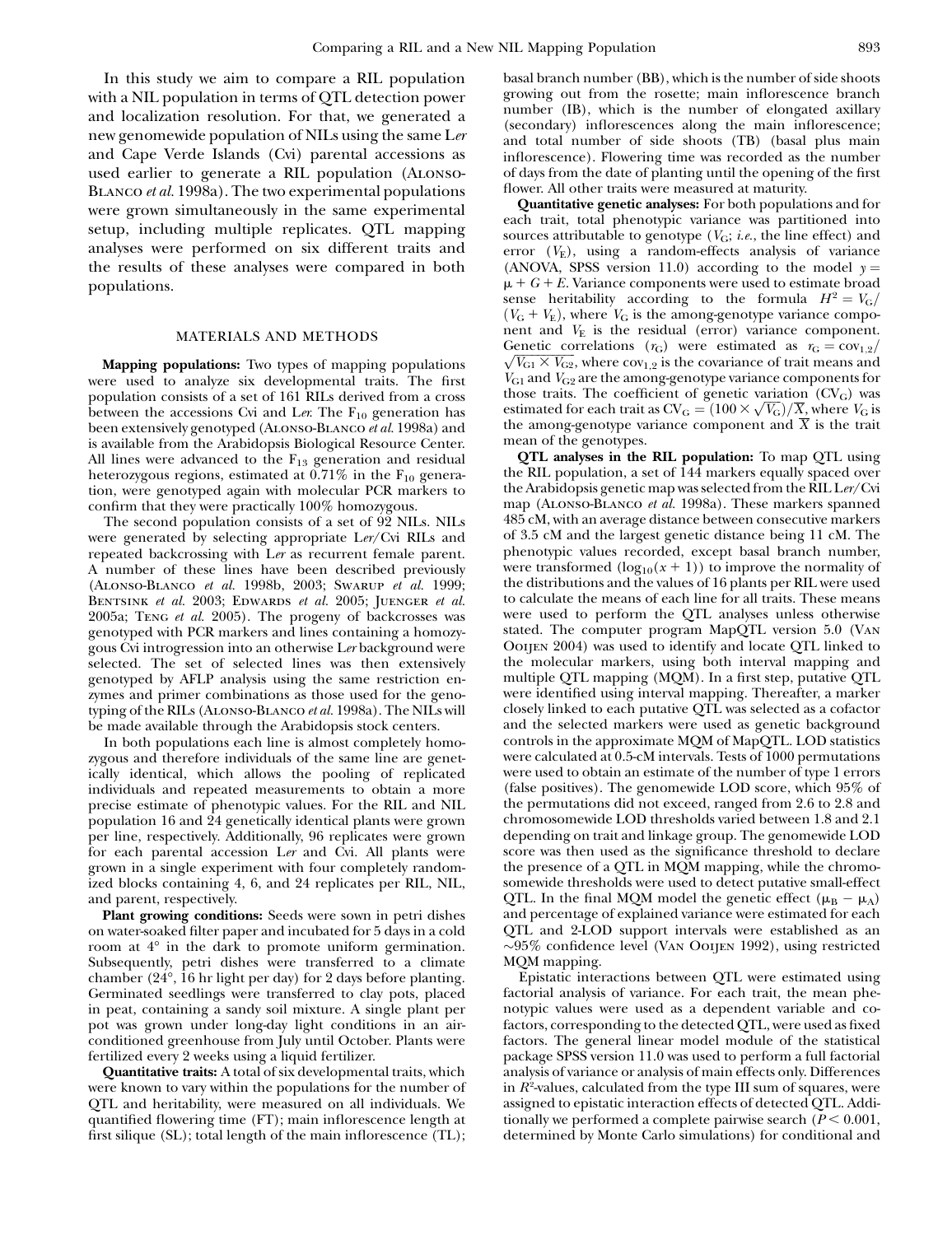In this study we aim to compare a RIL population with a NIL population in terms of QTL detection power and localization resolution. For that, we generated a new genomewide population of NILs using the same L*er* and Cape Verde Islands (Cvi) parental accessions as used earlier to generate a RIL population (Alonso-Blanco *et al.* 1998a). The two experimental populations were grown simultaneously in the same experimental setup, including multiple replicates. QTL mapping analyses were performed on six different traits and the results of these analyses were compared in both populations.

## MATERIALS AND METHODS

**Mapping populations:** Two types of mapping populations were used to analyze six developmental traits. The first population consists of a set of 161 RILs derived from a cross between the accessions Cvi and L*er*. The $F_{10}$ generation has been extensively genotyped (Alonso-Blanco *et al.* 1998a) and is available from the Arabidopsis Biological Resource Center. All lines were advanced to the $F_{13}$ generation and residual heterozygous regions, estimated at 0.71% in the $F_{10}$ generation, were genotyped again with molecular PCR markers to confirm that they were practically 100% homozygous.

The second population consists of a set of 92 NILs. NILs were generated by selecting appropriate L*er*/Cvi RILs and repeated backcrossing with L*er* as recurrent female parent. A number of these lines have been described previously (Alonso-Blanco *et al.* 1998b, 2003; Swarup *et al.* 1999; Bentsink *et al.* 2003; Edwards *et al.* 2005; Juenger *et al.* 2005a; Teng *et al.* 2005). The progeny of backcrosses was genotyped with PCR markers and lines containing a homozygous Cvi introgression into an otherwise L*er* background were selected. The set of selected lines was then extensively genotyped by AFLP analysis using the same restriction enzymes and primer combinations as those used for the genotyping of the RILs (Alonso-Blanco *et al.* 1998a). The NILs will be made available through the Arabidopsis stock centers.

In both populations each line is almost completely homozygous and therefore individuals of the same line are genetically identical, which allows the pooling of replicated individuals and repeated measurements to obtain a more precise estimate of phenotypic values. For the RIL and NIL population 16 and 24 genetically identical plants were grown per line, respectively. Additionally, 96 replicates were grown for each parental accession L*er* and Cvi. All plants were grown in a single experiment with four completely randomized blocks containing 4, 6, and 24 replicates per RIL, NIL, and parent, respectively.

**Plant growing conditions:** Seeds were sown in petri dishes on water-soaked filter paper and incubated for 5 days in a cold room at 4° in the dark to promote uniform germination. Subsequently, petri dishes were transferred to a climate chamber (24°, 16 hr light per day) for 2 days before planting. Germinated seedlings were transferred to clay pots, placed in peat, containing a sandy soil mixture. A single plant per pot was grown under long-day light conditions in an air-conditioned greenhouse from July until October. Plants were fertilized every 2 weeks using a liquid fertilizer.

**Quantitative traits:** A total of six developmental traits, which were known to vary within the populations for the number of QTL and heritability, were measured on all individuals. We quantified flowering time (FT); main inflorescence length at first silique (SL); total length of the main inflorescence (TL); basal branch number (BB), which is the number of side shoots growing out from the rosette; main inflorescence branch number (IB), which is the number of elongated axillary (secondary) inflorescences along the main inflorescence; and total number of side shoots (TB) (basal plus main inflorescence). Flowering time was recorded as the number of days from the date of planting until the opening of the first flower. All other traits were measured at maturity.

**Quantitative genetic analyses:** For both populations and for each trait, total phenotypic variance was partitioned into sources attributable to genotype ($V_G$; *i.e.*, the line effect) and error ($V_E$), using a random-effects analysis of variance (ANOVA, SPSS version 11.0) according to the model $y = \mu + G + E$. Variance components were used to estimate broad sense heritability according to the formula $H^2 = V_G/(V_G + V_E)$, where $V_G$ is the among-genotype variance component and $V_E$ is the residual (error) variance component. Genetic correlations ($r_G$) were estimated as $r_G = \text{cov}_{1,2}/\sqrt{V_{G1} \times V_{G2}}$, where $\text{cov}_{1,2}$ is the covariance of trait means and $V_{G1}$ and $V_{G2}$ are the among-genotype variance components for those traits. The coefficient of genetic variation ($CV_G$) was estimated for each trait as $CV_G = (100 \times \sqrt{V_G})/\overline{X}$, where $V_G$ is the among-genotype variance component and $\overline{X}$ is the trait mean of the genotypes.

**QTL analyses in the RIL population:** To map QTL using the RIL population, a set of 144 markers equally spaced over the Arabidopsis genetic map was selected from the RIL L*er*/Cvi map (Alonso-Blanco *et al.* 1998a). These markers spanned 485 cM, with an average distance between consecutive markers of 3.5 cM and the largest genetic distance being 11 cM. The phenotypic values recorded, except basal branch number, were transformed ($\log_{10}(x + 1)$) to improve the normality of the distributions and the values of 16 plants per RIL were used to calculate the means of each line for all traits. These means were used to perform the QTL analyses unless otherwise stated. The computer program MapQTL version 5.0 (Van Ooijen 2004) was used to identify and locate QTL linked to the molecular markers, using both interval mapping and multiple QTL mapping (MQM). In a first step, putative QTL were identified using interval mapping. Thereafter, a marker closely linked to each putative QTL was selected as a cofactor and the selected markers were used as genetic background controls in the approximate MQM of MapQTL. LOD statistics were calculated at 0.5-cM intervals. Tests of 1000 permutations were used to obtain an estimate of the number of type 1 errors (false positives). The genomewide LOD score, which 95% of the permutations did not exceed, ranged from 2.6 to 2.8 and chromosomewide LOD thresholds varied between 1.8 and 2.1 depending on trait and linkage group. The genomewide LOD score was then used as the significance threshold to declare the presence of a QTL in MQM mapping, while the chromosomewide thresholds were used to detect putative small-effect QTL. In the final MQM model the genetic effect ($\mu_B - \mu_A$) and percentage of explained variance were estimated for each QTL and 2-LOD support intervals were established as an ~95% confidence level (Van Ooijen 1992), using restricted MQM mapping.

Epistatic interactions between QTL were estimated using factorial analysis of variance. For each trait, the mean phenotypic values were used as a dependent variable and cofactors, corresponding to the detected QTL, were used as fixed factors. The general linear model module of the statistical package SPSS version 11.0 was used to perform a full factorial analysis of variance or analysis of main effects only. Differences in $R^2$-values, calculated from the type III sum of squares, were assigned to epistatic interaction effects of detected QTL. Additionally we performed a complete pairwise search ($P < 0.001$, determined by Monte Carlo simulations) for conditional and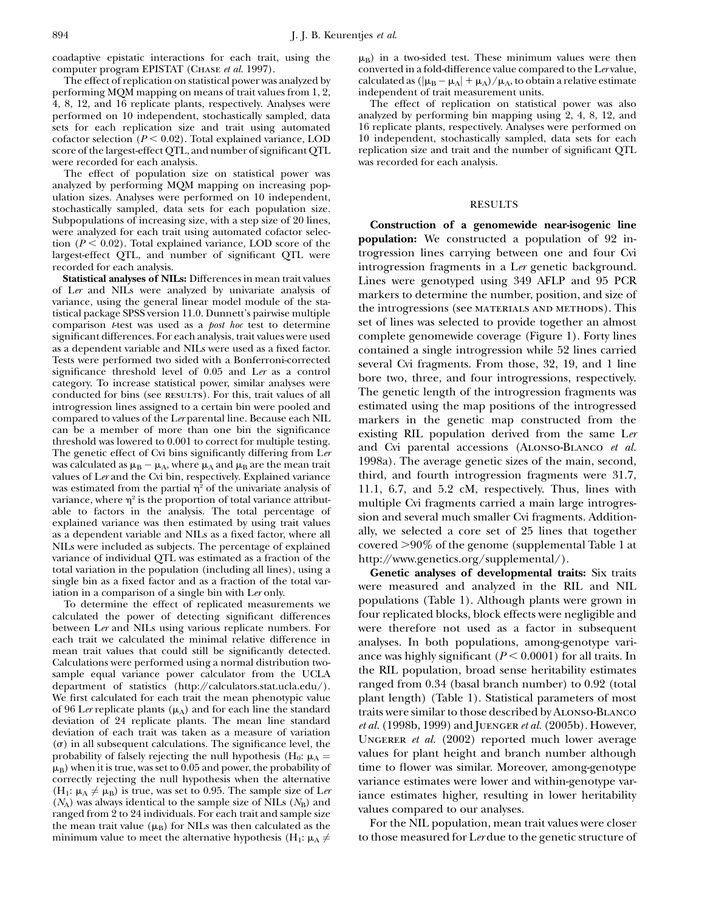coadaptive epistatic interactions for each trait, using the computer program EPISTAT (Chase *et al.* 1997).

The effect of replication on statistical power was analyzed by performing MQM mapping on means of trait values from 1, 2, 4, 8, 12, and 16 replicate plants, respectively. Analyses were performed on 10 independent, stochastically sampled, data sets for each replication size and trait using automated cofactor selection ($P < 0.02$). Total explained variance, LOD score of the largest-effect QTL, and number of significant QTL were recorded for each analysis.

The effect of population size on statistical power was analyzed by performing MQM mapping on increasing population sizes. Analyses were performed on 10 independent, stochastically sampled, data sets for each population size. Subpopulations of increasing size, with a step size of 20 lines, were analyzed for each trait using automated cofactor selection ($P < 0.02$). Total explained variance, LOD score of the largest-effect QTL, and number of significant QTL were recorded for each analysis.

**Statistical analyses of NILs:** Differences in mean trait values of L*er* and NILs were analyzed by univariate analysis of variance, using the general linear model module of the statistical package SPSS version 11.0. Dunnett's pairwise multiple comparison *t*-test was used as a *post hoc* test to determine significant differences. For each analysis, trait values were used as a dependent variable and NILs were used as a fixed factor. Tests were performed two sided with a Bonferroni-corrected significance threshold level of 0.05 and L*er* as a control category. To increase statistical power, similar analyses were conducted for bins (see results). For this, trait values of all introgression lines assigned to a certain bin were pooled and compared to values of the L*er* parental line. Because each NIL can be a member of more than one bin the significance threshold was lowered to 0.001 to correct for multiple testing. The genetic effect of Cvi bins significantly differing from L*er* was calculated as $\mu_B - \mu_A$, where $\mu_A$ and $\mu_B$ are the mean trait values of L*er* and the Cvi bin, respectively. Explained variance was estimated from the partial $\eta^2$ of the univariate analysis of variance, where $\eta^2$ is the proportion of total variance attributable to factors in the analysis. The total percentage of explained variance was then estimated by using trait values as a dependent variable and NILs as a fixed factor, where all NILs were included as subjects. The percentage of explained variance of individual QTL was estimated as a fraction of the total variation in the population (including all lines), using a single bin as a fixed factor and as a fraction of the total variation in a comparison of a single bin with L*er* only.

To determine the effect of replicated measurements we calculated the power of detecting significant differences between L*er* and NILs using various replicate numbers. For each trait we calculated the minimal relative difference in mean trait values that could still be significantly detected. Calculations were performed using a normal distribution two-sample equal variance power calculator from the UCLA department of statistics (http://calculators.stat.ucla.edu/). We first calculated for each trait the mean phenotypic value of 96 L*er* replicate plants ($\mu_A$) and for each line the standard deviation of 24 replicate plants. The mean line standard deviation of each trait was taken as a measure of variation ($\sigma$) in all subsequent calculations. The significance level, the probability of falsely rejecting the null hypothesis ($H_0$: $\mu_A = \mu_B$) when it is true, was set to 0.05 and power, the probability of correctly rejecting the null hypothesis when the alternative ($H_1$: $\mu_A \neq \mu_B$) is true, was set to 0.95. The sample size of L*er* ($N_A$) was always identical to the sample size of NILs ($N_B$) and ranged from 2 to 24 individuals. For each trait and sample size the mean trait value ($\mu_B$) for NILs was then calculated as the minimum value to meet the alternative hypothesis ($H_1$: $\mu_A \neq \mu_B$) in a two-sided test. These minimum values were then converted in a fold-difference value compared to the L*er* value, calculated as $(|\mu_B - \mu_A| + \mu_A)/\mu_A$, to obtain a relative estimate independent of trait measurement units.

The effect of replication on statistical power was also analyzed by performing bin mapping using 2, 4, 8, 12, and 16 replicate plants, respectively. Analyses were performed on 10 independent, stochastically sampled, data sets for each replication size and trait and the number of significant QTL was recorded for each analysis.

## RESULTS

**Construction of a genomewide near-isogenic line population:** We constructed a population of 92 introgression lines carrying between one and four Cvi introgression fragments in a L*er* genetic background. Lines were genotyped using 349 AFLP and 95 PCR markers to determine the number, position, and size of the introgressions (see materials and methods). This set of lines was selected to provide together an almost complete genomewide coverage (Figure 1). Forty lines contained a single introgression while 52 lines carried several Cvi fragments. From those, 32, 19, and 1 line bore two, three, and four introgressions, respectively. The genetic length of the introgression fragments was estimated using the map positions of the introgressed markers in the genetic map constructed from the existing RIL population derived from the same L*er* and Cvi parental accessions (Alonso-Blanco *et al.* 1998a). The average genetic sizes of the main, second, third, and fourth introgression fragments were 31.7, 11.1, 6.7, and 5.2 cM, respectively. Thus, lines with multiple Cvi fragments carried a main large introgression and several much smaller Cvi fragments. Additionally, we selected a core set of 25 lines that together covered >90% of the genome (supplemental Table 1 at http://www.genetics.org/supplemental/).

**Genetic analyses of developmental traits:** Six traits were measured and analyzed in the RIL and NIL populations (Table 1). Although plants were grown in four replicated blocks, block effects were negligible and were therefore not used as a factor in subsequent analyses. In both populations, among-genotype variance was highly significant ($P < 0.0001$) for all traits. In the RIL population, broad sense heritability estimates ranged from 0.34 (basal branch number) to 0.92 (total plant length) (Table 1). Statistical parameters of most traits were similar to those described by Alonso-Blanco *et al.* (1998b, 1999) and Juenger *et al.* (2005b). However, Ungerer *et al.* (2002) reported much lower average values for plant height and branch number although time to flower was similar. Moreover, among-genotype variance estimates were lower and within-genotype variance estimates higher, resulting in lower heritability values compared to our analyses.

For the NIL population, mean trait values were closer to those measured for L*er* due to the genetic structure of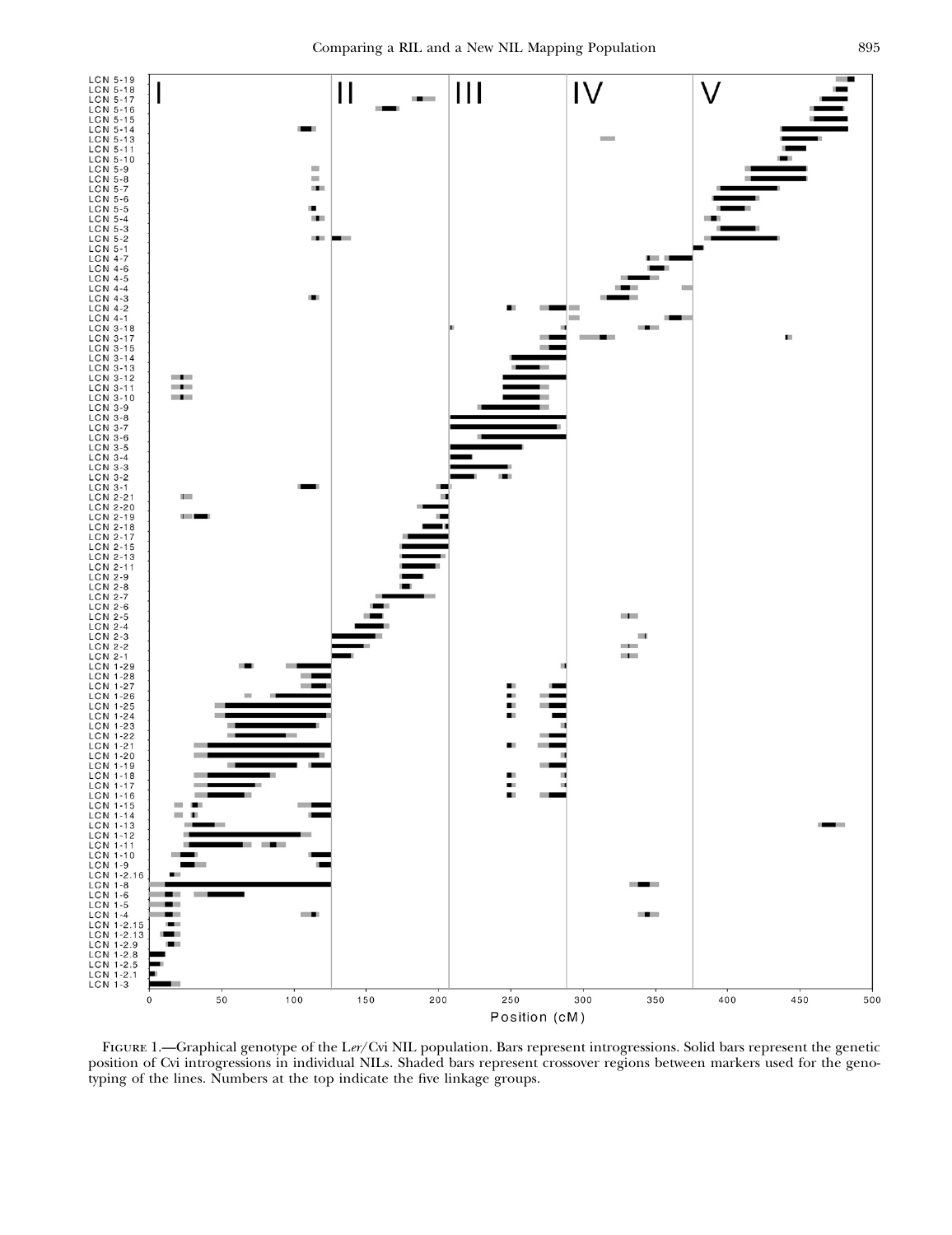Figure 1.—Graphical genotype of the L*er*/Cvi NIL population. Bars represent introgressions. Solid bars represent the genetic position of Cvi introgressions in individual NILs. Shaded bars represent crossover regions between markers used for the genotyping of the lines. Numbers at the top indicate the five linkage groups.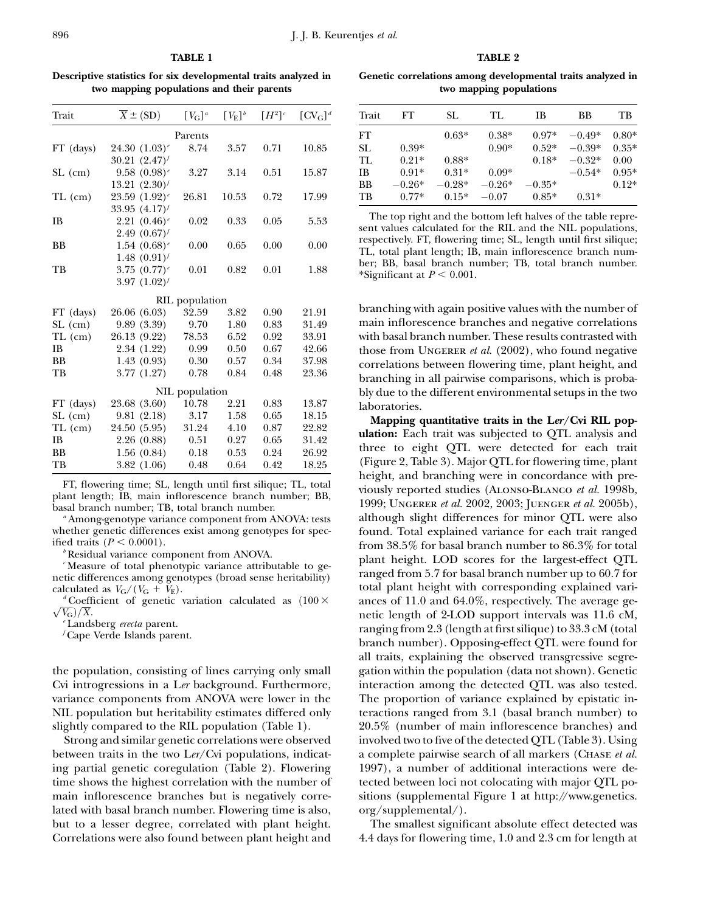**TABLE 1**

**Descriptive statistics for six developmental traits analyzed in two mapping populations and their parents**

| Trait | $\overline{X} \pm$ (SD) | $[V_G]$[a] | $[V_E]$[b] | $[H^2]$[c] | $[CV_G]$[d] |
|---|---|---|---|---|---|
| | | Parents | | | |
| FT (days) | 24.30 (1.03)[e] | 8.74 | 3.57 | 0.71 | 10.85 |
| | 30.21 (2.47)[f] | | | | |
| SL (cm) | 9.58 (0.98)[e] | 3.27 | 3.14 | 0.51 | 15.87 |
| | 13.21 (2.30)[f] | | | | |
| TL (cm) | 23.59 (1.92)[e] | 26.81 | 10.53 | 0.72 | 17.99 |
| | 33.95 (4.17)[f] | | | | |
| IB | 2.21 (0.46)[e] | 0.02 | 0.33 | 0.05 | 5.53 |
| | 2.49 (0.67)[f] | | | | |
| BB | 1.54 (0.68)[e] | 0.00 | 0.65 | 0.00 | 0.00 |
| | 1.48 (0.91)[f] | | | | |
| TB | 3.75 (0.77)[e] | 0.01 | 0.82 | 0.01 | 1.88 |
| | 3.97 (1.02)[f] | | | | |
| | | RIL population | | | |
| FT (days) | 26.06 (6.03) | 32.59 | 3.82 | 0.90 | 21.91 |
| SL (cm) | 9.89 (3.39) | 9.70 | 1.80 | 0.83 | 31.49 |
| TL (cm) | 26.13 (9.22) | 78.53 | 6.52 | 0.92 | 33.91 |
| IB | 2.34 (1.22) | 0.99 | 0.50 | 0.67 | 42.66 |
| BB | 1.43 (0.93) | 0.30 | 0.57 | 0.34 | 37.98 |
| TB | 3.77 (1.27) | 0.78 | 0.84 | 0.48 | 23.36 |
| | | NIL population | | | |
| FT (days) | 23.68 (3.60) | 10.78 | 2.21 | 0.83 | 13.87 |
| SL (cm) | 9.81 (2.18) | 3.17 | 1.58 | 0.65 | 18.15 |
| TL (cm) | 24.50 (5.95) | 31.24 | 4.10 | 0.87 | 22.82 |
| IB | 2.26 (0.88) | 0.51 | 0.27 | 0.65 | 31.42 |
| BB | 1.56 (0.84) | 0.18 | 0.53 | 0.24 | 26.92 |
| TB | 3.82 (1.06) | 0.48 | 0.64 | 0.42 | 18.25 |

FT, flowering time; SL, length until first silique; TL, total plant length; IB, main inflorescence branch number; BB, basal branch number; TB, total branch number.

[a] Among-genotype variance component from ANOVA: tests whether genetic differences exist among genotypes for specified traits ($P < 0.0001$).

[b] Residual variance component from ANOVA.

[c] Measure of total phenotypic variance attributable to genetic differences among genotypes (broad sense heritability) calculated as $V_G/(V_G + V_E)$.

[d] Coefficient of genetic variation calculated as $(100 \times \sqrt{V_G})/\overline{X}$.

[e] Landsberg *erecta* parent.

[f] Cape Verde Islands parent.

the population, consisting of lines carrying only small Cvi introgressions in a L*er* background. Furthermore, variance components from ANOVA were lower in the NIL population but heritability estimates differed only slightly compared to the RIL population (Table 1).

Strong and similar genetic correlations were observed between traits in the two L*er*/Cvi populations, indicating partial genetic coregulation (Table 2). Flowering time shows the highest correlation with the number of main inflorescence branches but is negatively correlated with basal branch number. Flowering time is also, but to a lesser degree, correlated with plant height. Correlations were also found between plant height and branching with again positive values with the number of main inflorescence branches and negative correlations with basal branch number. These results contrasted with those from Ungerer *et al.* (2002), who found negative correlations between flowering time, plant height, and branching in all pairwise comparisons, which is probably due to the different environmental setups in the two laboratories.

**TABLE 2**

**Genetic correlations among developmental traits analyzed in two mapping populations**

| Trait | FT | SL | TL | IB | BB | TB |
|---|---|---|---|---|---|---|
| FT | | 0.63* | 0.38* | 0.97* | −0.49* | 0.80* |
| SL | 0.39* | | 0.90* | 0.52* | −0.39* | 0.35* |
| TL | 0.21* | 0.88* | | 0.18* | −0.32* | 0.00 |
| IB | 0.91* | 0.31* | 0.09* | | −0.54* | 0.95* |
| BB | −0.26* | −0.28* | −0.26* | −0.35* | | 0.12* |
| TB | 0.77* | 0.15* | −0.07 | 0.85* | 0.31* | |

The top right and the bottom left halves of the table represent values calculated for the RIL and the NIL populations, respectively. FT, flowering time; SL, length until first silique; TL, total plant length; IB, main inflorescence branch number; BB, basal branch number; TB, total branch number. *Significant at $P < 0.001$.

**Mapping quantitative traits in the L*er*/Cvi RIL population:** Each trait was subjected to QTL analysis and three to eight QTL were detected for each trait (Figure 2, Table 3). Major QTL for flowering time, plant height, and branching were in concordance with previously reported studies (Alonso-Blanco *et al.* 1998b, 1999; Ungerer *et al.* 2002, 2003; Juenger *et al.* 2005b), although slight differences for minor QTL were also found. Total explained variance for each trait ranged from 38.5% for basal branch number to 86.3% for total plant height. LOD scores for the largest-effect QTL ranged from 5.7 for basal branch number up to 60.7 for total plant height with corresponding explained variances of 11.0 and 64.0%, respectively. The average genetic length of 2-LOD support intervals was 11.6 cM, ranging from 2.3 (length at first silique) to 33.3 cM (total branch number). Opposing-effect QTL were found for all traits, explaining the observed transgressive segregation within the population (data not shown). Genetic interaction among the detected QTL was also tested. The proportion of variance explained by epistatic interactions ranged from 3.1 (basal branch number) to 20.5% (number of main inflorescence branches) and involved two to five of the detected QTL (Table 3). Using a complete pairwise search of all markers (Chase *et al.* 1997), a number of additional interactions were detected between loci not colocating with major QTL positions (supplemental Figure 1 at http://www.genetics.org/supplemental/).

The smallest significant absolute effect detected was 4.4 days for flowering time, 1.0 and 2.3 cm for length at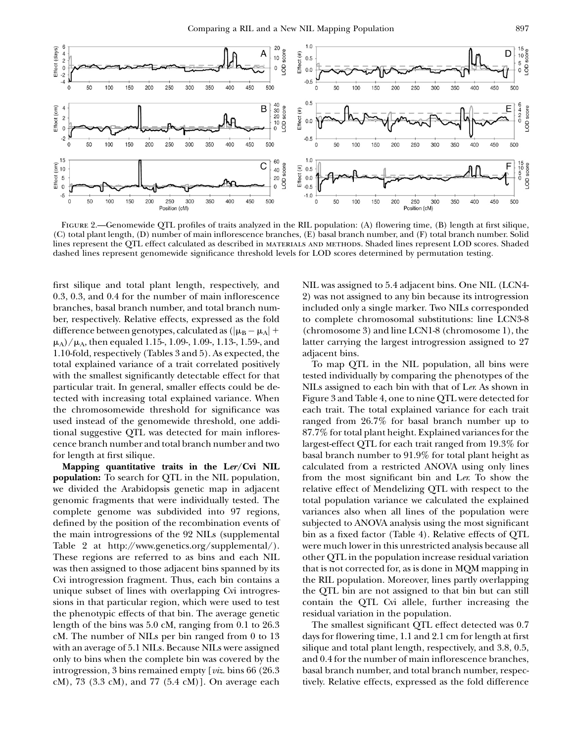FIGURE 2.—Genomewide QTL profiles of traits analyzed in the RIL population: (A) flowering time, (B) length at first silique, (C) total plant length, (D) number of main inflorescence branches, (E) basal branch number, and (F) total branch number. Solid lines represent the QTL effect calculated as described in MATERIALS AND METHODS. Shaded lines represent LOD scores. Shaded dashed lines represent genomewide significance threshold levels for LOD scores determined by permutation testing.

first silique and total plant length, respectively, and 0.3, 0.3, and 0.4 for the number of main inflorescence branches, basal branch number, and total branch number, respectively. Relative effects, expressed as the fold difference between genotypes, calculated as $(|\mu_B - \mu_A| + \mu_A)/\mu_A$, then equaled 1.15-, 1.09-, 1.09-, 1.13-, 1.59-, and 1.10-fold, respectively (Tables 3 and 5). As expected, the total explained variance of a trait correlated positively with the smallest significantly detectable effect for that particular trait. In general, smaller effects could be detected with increasing total explained variance. When the chromosomewide threshold for significance was used instead of the genomewide threshold, one additional suggestive QTL was detected for main inflorescence branch number and total branch number and two for length at first silique.

**Mapping quantitative traits in the L*er*/Cvi NIL population:** To search for QTL in the NIL population, we divided the Arabidopsis genetic map in adjacent genomic fragments that were individually tested. The complete genome was subdivided into 97 regions, defined by the position of the recombination events of the main introgressions of the 92 NILs (supplemental Table 2 at http://www.genetics.org/supplemental/). These regions are referred to as bins and each NIL was then assigned to those adjacent bins spanned by its Cvi introgression fragment. Thus, each bin contains a unique subset of lines with overlapping Cvi introgressions in that particular region, which were used to test the phenotypic effects of that bin. The average genetic length of the bins was 5.0 cM, ranging from 0.1 to 26.3 cM. The number of NILs per bin ranged from 0 to 13 with an average of 5.1 NILs. Because NILs were assigned only to bins when the complete bin was covered by the introgression, 3 bins remained empty [*viz.* bins 66 (26.3 cM), 73 (3.3 cM), and 77 (5.4 cM)]. On average each NIL was assigned to 5.4 adjacent bins. One NIL (LCN4-2) was not assigned to any bin because its introgression included only a single marker. Two NILs corresponded to complete chromosomal substitutions: line LCN3-8 (chromosome 3) and line LCN1-8 (chromosome 1), the latter carrying the largest introgression assigned to 27 adjacent bins.

To map QTL in the NIL population, all bins were tested individually by comparing the phenotypes of the NILs assigned to each bin with that of L*er*. As shown in Figure 3 and Table 4, one to nine QTL were detected for each trait. The total explained variance for each trait ranged from 26.7% for basal branch number up to 87.7% for total plant height. Explained variances for the largest-effect QTL for each trait ranged from 19.3% for basal branch number to 91.9% for total plant height as calculated from a restricted ANOVA using only lines from the most significant bin and L*er*. To show the relative effect of Mendelizing QTL with respect to the total population variance we calculated the explained variances also when all lines of the population were subjected to ANOVA analysis using the most significant bin as a fixed factor (Table 4). Relative effects of QTL were much lower in this unrestricted analysis because all other QTL in the population increase residual variation that is not corrected for, as is done in MQM mapping in the RIL population. Moreover, lines partly overlapping the QTL bin are not assigned to that bin but can still contain the QTL Cvi allele, further increasing the residual variation in the population.

The smallest significant QTL effect detected was 0.7 days for flowering time, 1.1 and 2.1 cm for length at first silique and total plant length, respectively, and 3.8, 0.5, and 0.4 for the number of main inflorescence branches, basal branch number, and total branch number, respectively. Relative effects, expressed as the fold difference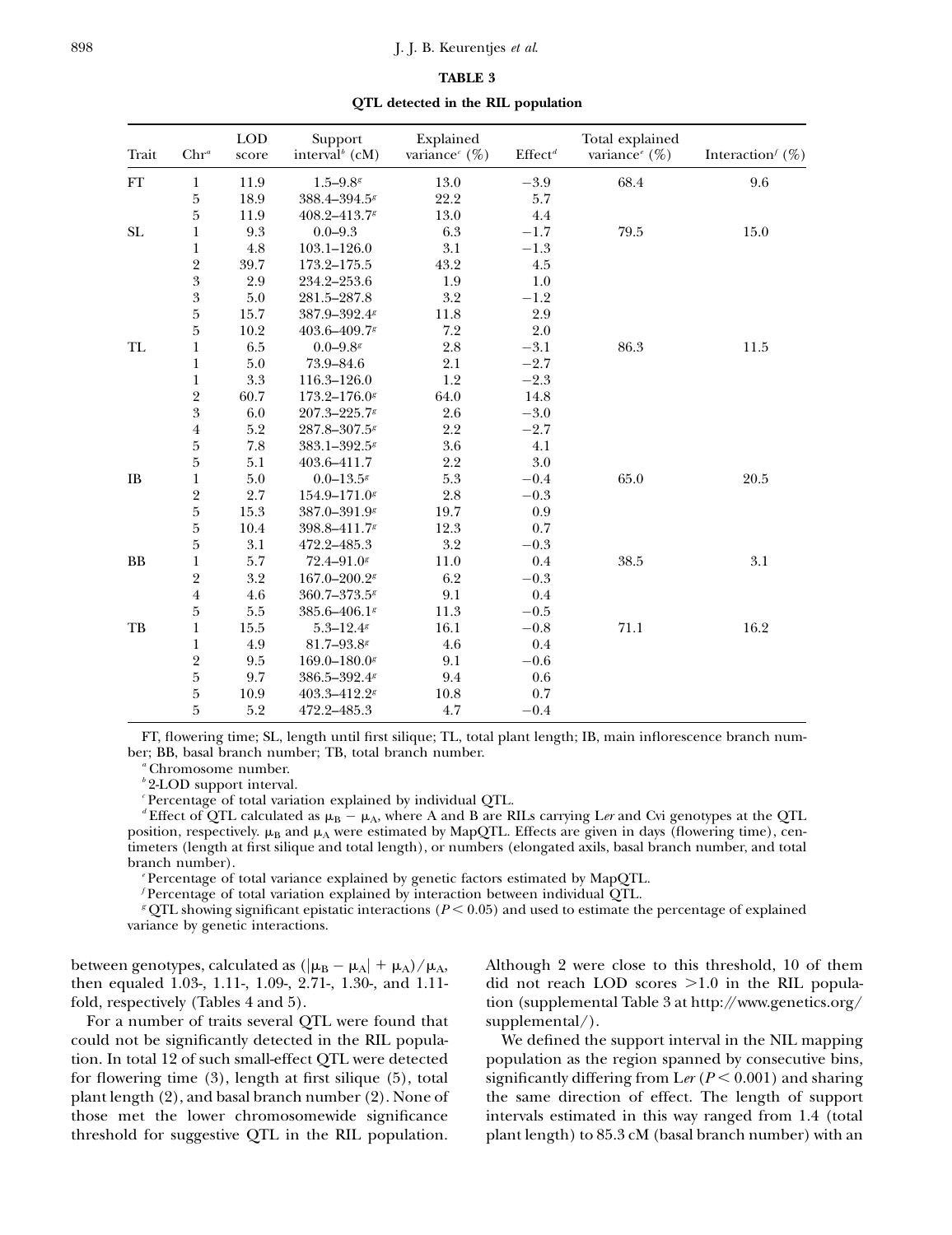**TABLE 3**

**QTL detected in the RIL population**

| Trait | Chr[a] | LOD score | Support interval[b] (cM) | Explained variance[c] (%) | Effect[d] | Total explained variance[e] (%) | Interaction[f] (%) |
|---|---|---|---|---|---|---|---|
| FT | 1 | 11.9 | 1.5–9.8[g] | 13.0 | −3.9 | 68.4 | 9.6 |
| | 5 | 18.9 | 388.4–394.5[g] | 22.2 | 5.7 | | |
| | 5 | 11.9 | 408.2–413.7[g] | 13.0 | 4.4 | | |
| SL | 1 | 9.3 | 0.0–9.3 | 6.3 | −1.7 | 79.5 | 15.0 |
| | 1 | 4.8 | 103.1–126.0 | 3.1 | −1.3 | | |
| | 2 | 39.7 | 173.2–175.5 | 43.2 | 4.5 | | |
| | 3 | 2.9 | 234.2–253.6 | 1.9 | 1.0 | | |
| | 3 | 5.0 | 281.5–287.8 | 3.2 | −1.2 | | |
| | 5 | 15.7 | 387.9–392.4[g] | 11.8 | 2.9 | | |
| | 5 | 10.2 | 403.6–409.7[g] | 7.2 | 2.0 | | |
| TL | 1 | 6.5 | 0.0–9.8[g] | 2.8 | −3.1 | 86.3 | 11.5 |
| | 1 | 5.0 | 73.9–84.6 | 2.1 | −2.7 | | |
| | 1 | 3.3 | 116.3–126.0 | 1.2 | −2.3 | | |
| | 2 | 60.7 | 173.2–176.0[g] | 64.0 | 14.8 | | |
| | 3 | 6.0 | 207.3–225.7[g] | 2.6 | −3.0 | | |
| | 4 | 5.2 | 287.8–307.5[g] | 2.2 | −2.7 | | |
| | 5 | 7.8 | 383.1–392.5[g] | 3.6 | 4.1 | | |
| | 5 | 5.1 | 403.6–411.7 | 2.2 | 3.0 | | |
| IB | 1 | 5.0 | 0.0–13.5[g] | 5.3 | −0.4 | 65.0 | 20.5 |
| | 2 | 2.7 | 154.9–171.0[g] | 2.8 | −0.3 | | |
| | 5 | 15.3 | 387.0–391.9[g] | 19.7 | 0.9 | | |
| | 5 | 10.4 | 398.8–411.7[g] | 12.3 | 0.7 | | |
| | 5 | 3.1 | 472.2–485.3 | 3.2 | −0.3 | | |
| BB | 1 | 5.7 | 72.4–91.0[g] | 11.0 | 0.4 | 38.5 | 3.1 |
| | 2 | 3.2 | 167.0–200.2[g] | 6.2 | −0.3 | | |
| | 4 | 4.6 | 360.7–373.5[g] | 9.1 | 0.4 | | |
| | 5 | 5.5 | 385.6–406.1[g] | 11.3 | −0.5 | | |
| TB | 1 | 15.5 | 5.3–12.4[g] | 16.1 | −0.8 | 71.1 | 16.2 |
| | 1 | 4.9 | 81.7–93.8[g] | 4.6 | 0.4 | | |
| | 2 | 9.5 | 169.0–180.0[g] | 9.1 | −0.6 | | |
| | 5 | 9.7 | 386.5–392.4[g] | 9.4 | 0.6 | | |
| | 5 | 10.9 | 403.3–412.2[g] | 10.8 | 0.7 | | |
| | 5 | 5.2 | 472.2–485.3 | 4.7 | −0.4 | | |

FT, flowering time; SL, length until first silique; TL, total plant length; IB, main inflorescence branch number; BB, basal branch number; TB, total branch number.

[a] Chromosome number.

[b] 2-LOD support interval.

[c] Percentage of total variation explained by individual QTL.

[d] Effect of QTL calculated as $\mu_B - \mu_A$, where A and B are RILs carrying L*er* and Cvi genotypes at the QTL position, respectively. $\mu_B$ and $\mu_A$ were estimated by MapQTL. Effects are given in days (flowering time), centimeters (length at first silique and total length), or numbers (elongated axils, basal branch number, and total branch number).

[e] Percentage of total variance explained by genetic factors estimated by MapQTL.

[f] Percentage of total variation explained by interaction between individual QTL.

[g] QTL showing significant epistatic interactions ($P < 0.05$) and used to estimate the percentage of explained variance by genetic interactions.

between genotypes, calculated as $(|\mu_B - \mu_A| + \mu_A)/\mu_A$, then equaled 1.03-, 1.11-, 1.09-, 2.71-, 1.30-, and 1.11-fold, respectively (Tables 4 and 5).

For a number of traits several QTL were found that could not be significantly detected in the RIL population. In total 12 of such small-effect QTL were detected for flowering time (3), length at first silique (5), total plant length (2), and basal branch number (2). None of those met the lower chromosomewide significance threshold for suggestive QTL in the RIL population. Although 2 were close to this threshold, 10 of them did not reach LOD scores >1.0 in the RIL population (supplemental Table 3 at http://www.genetics.org/supplemental/).

We defined the support interval in the NIL mapping population as the region spanned by consecutive bins, significantly differing from L*er* ($P < 0.001$) and sharing the same direction of effect. The length of support intervals estimated in this way ranged from 1.4 (total plant length) to 85.3 cM (basal branch number) with an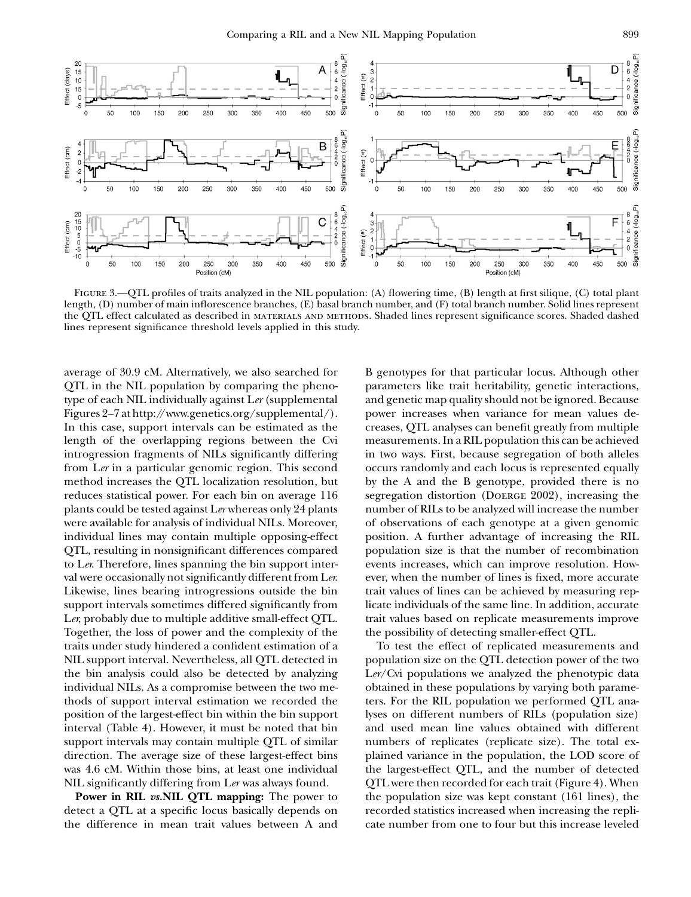FIGURE 3.—QTL profiles of traits analyzed in the NIL population: (A) flowering time, (B) length at first silique, (C) total plant length, (D) number of main inflorescence branches, (E) basal branch number, and (F) total branch number. Solid lines represent the QTL effect calculated as described in MATERIALS AND METHODS. Shaded lines represent significance scores. Shaded dashed lines represent significance threshold levels applied in this study.

average of 30.9 cM. Alternatively, we also searched for QTL in the NIL population by comparing the phenotype of each NIL individually against L*er* (supplemental Figures 2–7 at http://www.genetics.org/supplemental/). In this case, support intervals can be estimated as the length of the overlapping regions between the Cvi introgression fragments of NILs significantly differing from L*er* in a particular genomic region. This second method increases the QTL localization resolution, but reduces statistical power. For each bin on average 116 plants could be tested against L*er* whereas only 24 plants were available for analysis of individual NILs. Moreover, individual lines may contain multiple opposing-effect QTL, resulting in nonsignificant differences compared to L*er*. Therefore, lines spanning the bin support interval were occasionally not significantly different from L*er*. Likewise, lines bearing introgressions outside the bin support intervals sometimes differed significantly from L*er*, probably due to multiple additive small-effect QTL. Together, the loss of power and the complexity of the traits under study hindered a confident estimation of a NIL support interval. Nevertheless, all QTL detected in the bin analysis could also be detected by analyzing individual NILs. As a compromise between the two methods of support interval estimation we recorded the position of the largest-effect bin within the bin support interval (Table 4). However, it must be noted that bin support intervals may contain multiple QTL of similar direction. The average size of these largest-effect bins was 4.6 cM. Within those bins, at least one individual NIL significantly differing from L*er* was always found.

**Power in RIL *vs.*NIL QTL mapping:** The power to detect a QTL at a specific locus basically depends on the difference in mean trait values between A and B genotypes for that particular locus. Although other parameters like trait heritability, genetic interactions, and genetic map quality should not be ignored. Because power increases when variance for mean values decreases, QTL analyses can benefit greatly from multiple measurements. In a RIL population this can be achieved in two ways. First, because segregation of both alleles occurs randomly and each locus is represented equally by the A and the B genotype, provided there is no segregation distortion (DOERGE 2002), increasing the number of RILs to be analyzed will increase the number of observations of each genotype at a given genomic position. A further advantage of increasing the RIL population size is that the number of recombination events increases, which can improve resolution. However, when the number of lines is fixed, more accurate trait values of lines can be achieved by measuring replicate individuals of the same line. In addition, accurate trait values based on replicate measurements improve the possibility of detecting smaller-effect QTL.

To test the effect of replicated measurements and population size on the QTL detection power of the two L*er*/Cvi populations we analyzed the phenotypic data obtained in these populations by varying both parameters. For the RIL population we performed QTL analyses on different numbers of RILs (population size) and used mean line values obtained with different numbers of replicates (replicate size). The total explained variance in the population, the LOD score of the largest-effect QTL, and the number of detected QTL were then recorded for each trait (Figure 4). When the population size was kept constant (161 lines), the recorded statistics increased when increasing the replicate number from one to four but this increase leveled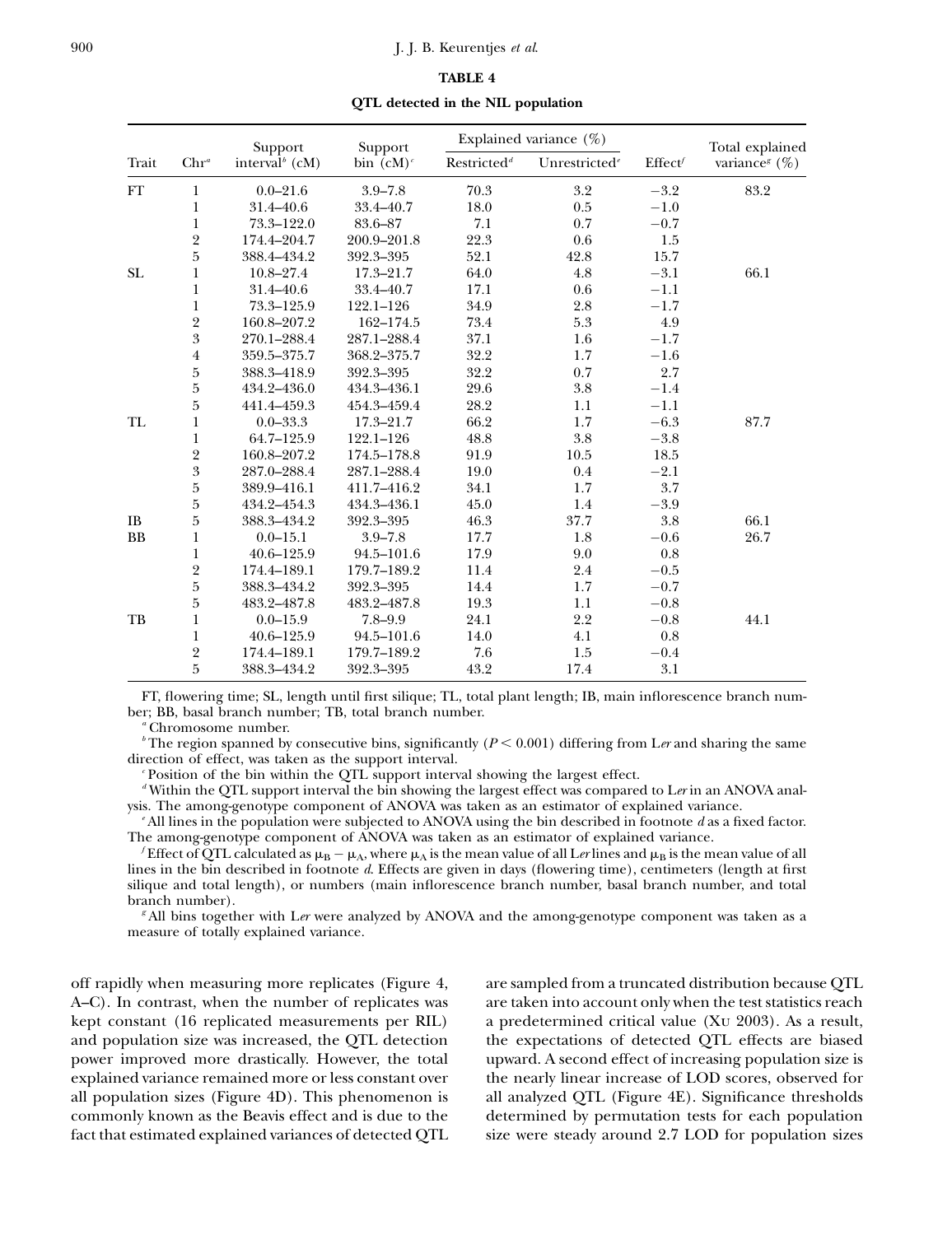**TABLE 4**

**QTL detected in the NIL population**

| Trait | Chr[a] | Support interval[b] (cM) | Support bin (cM)[c] | Explained variance (%) | | Effect[f] | Total explained variance[g] (%) |
|---|---|---|---|---|---|---|---|
| | | | | Restricted[d] | Unrestricted[e] | | |
| FT | 1 | 0.0–21.6 | 3.9–7.8 | 70.3 | 3.2 | −3.2 | 83.2 |
| | 1 | 31.4–40.6 | 33.4–40.7 | 18.0 | 0.5 | −1.0 | |
| | 1 | 73.3–122.0 | 83.6–87 | 7.1 | 0.7 | −0.7 | |
| | 2 | 174.4–204.7 | 200.9–201.8 | 22.3 | 0.6 | 1.5 | |
| | 5 | 388.4–434.2 | 392.3–395 | 52.1 | 42.8 | 15.7 | |
| SL | 1 | 10.8–27.4 | 17.3–21.7 | 64.0 | 4.8 | −3.1 | 66.1 |
| | 1 | 31.4–40.6 | 33.4–40.7 | 17.1 | 0.6 | −1.1 | |
| | 1 | 73.3–125.9 | 122.1–126 | 34.9 | 2.8 | −1.7 | |
| | 2 | 160.8–207.2 | 162–174.5 | 73.4 | 5.3 | 4.9 | |
| | 3 | 270.1–288.4 | 287.1–288.4 | 37.1 | 1.6 | −1.7 | |
| | 4 | 359.5–375.7 | 368.2–375.7 | 32.2 | 1.7 | −1.6 | |
| | 5 | 388.3–418.9 | 392.3–395 | 32.2 | 0.7 | 2.7 | |
| | 5 | 434.2–436.0 | 434.3–436.1 | 29.6 | 3.8 | −1.4 | |
| | 5 | 441.4–459.3 | 454.3–459.4 | 28.2 | 1.1 | −1.1 | |
| TL | 1 | 0.0–33.3 | 17.3–21.7 | 66.2 | 1.7 | −6.3 | 87.7 |
| | 1 | 64.7–125.9 | 122.1–126 | 48.8 | 3.8 | −3.8 | |
| | 2 | 160.8–207.2 | 174.5–178.8 | 91.9 | 10.5 | 18.5 | |
| | 3 | 287.0–288.4 | 287.1–288.4 | 19.0 | 0.4 | −2.1 | |
| | 5 | 389.9–416.1 | 411.7–416.2 | 34.1 | 1.7 | 3.7 | |
| | 5 | 434.2–454.3 | 434.3–436.1 | 45.0 | 1.4 | −3.9 | |
| IB | 5 | 388.3–434.2 | 392.3–395 | 46.3 | 37.7 | 3.8 | 66.1 |
| BB | 1 | 0.0–15.1 | 3.9–7.8 | 17.7 | 1.8 | −0.6 | 26.7 |
| | 1 | 40.6–125.9 | 94.5–101.6 | 17.9 | 9.0 | 0.8 | |
| | 2 | 174.4–189.1 | 179.7–189.2 | 11.4 | 2.4 | −0.5 | |
| | 5 | 388.3–434.2 | 392.3–395 | 14.4 | 1.7 | −0.7 | |
| | 5 | 483.2–487.8 | 483.2–487.8 | 19.3 | 1.1 | −0.8 | |
| TB | 1 | 0.0–15.9 | 7.8–9.9 | 24.1 | 2.2 | −0.8 | 44.1 |
| | 1 | 40.6–125.9 | 94.5–101.6 | 14.0 | 4.1 | 0.8 | |
| | 2 | 174.4–189.1 | 179.7–189.2 | 7.6 | 1.5 | −0.4 | |
| | 5 | 388.3–434.2 | 392.3–395 | 43.2 | 17.4 | 3.1 | |

FT, flowering time; SL, length until first silique; TL, total plant length; IB, main inflorescence branch number; BB, basal branch number; TB, total branch number.

[a] Chromosome number.

[b] The region spanned by consecutive bins, significantly ($P < 0.001$) differing from L*er* and sharing the same direction of effect, was taken as the support interval.

[c] Position of the bin within the QTL support interval showing the largest effect.

[d] Within the QTL support interval the bin showing the largest effect was compared to L*er* in an ANOVA analysis. The among-genotype component of ANOVA was taken as an estimator of explained variance.

[e] All lines in the population were subjected to ANOVA using the bin described in footnote *d* as a fixed factor. The among-genotype component of ANOVA was taken as an estimator of explained variance.

[f] Effect of QTL calculated as $\mu_B - \mu_A$, where $\mu_A$ is the mean value of all L*er* lines and $\mu_B$ is the mean value of all lines in the bin described in footnote *d*. Effects are given in days (flowering time), centimeters (length at first silique and total length), or numbers (main inflorescence branch number, basal branch number, and total branch number).

[g] All bins together with L*er* were analyzed by ANOVA and the among-genotype component was taken as a measure of totally explained variance.

off rapidly when measuring more replicates (Figure 4, A–C). In contrast, when the number of replicates was kept constant (16 replicated measurements per RIL) and population size was increased, the QTL detection power improved more drastically. However, the total explained variance remained more or less constant over all population sizes (Figure 4D). This phenomenon is commonly known as the Beavis effect and is due to the fact that estimated explained variances of detected QTL are sampled from a truncated distribution because QTL are taken into account only when the test statistics reach a predetermined critical value (Xu 2003). As a result, the expectations of detected QTL effects are biased upward. A second effect of increasing population size is the nearly linear increase of LOD scores, observed for all analyzed QTL (Figure 4E). Significance thresholds determined by permutation tests for each population size were steady around 2.7 LOD for population sizes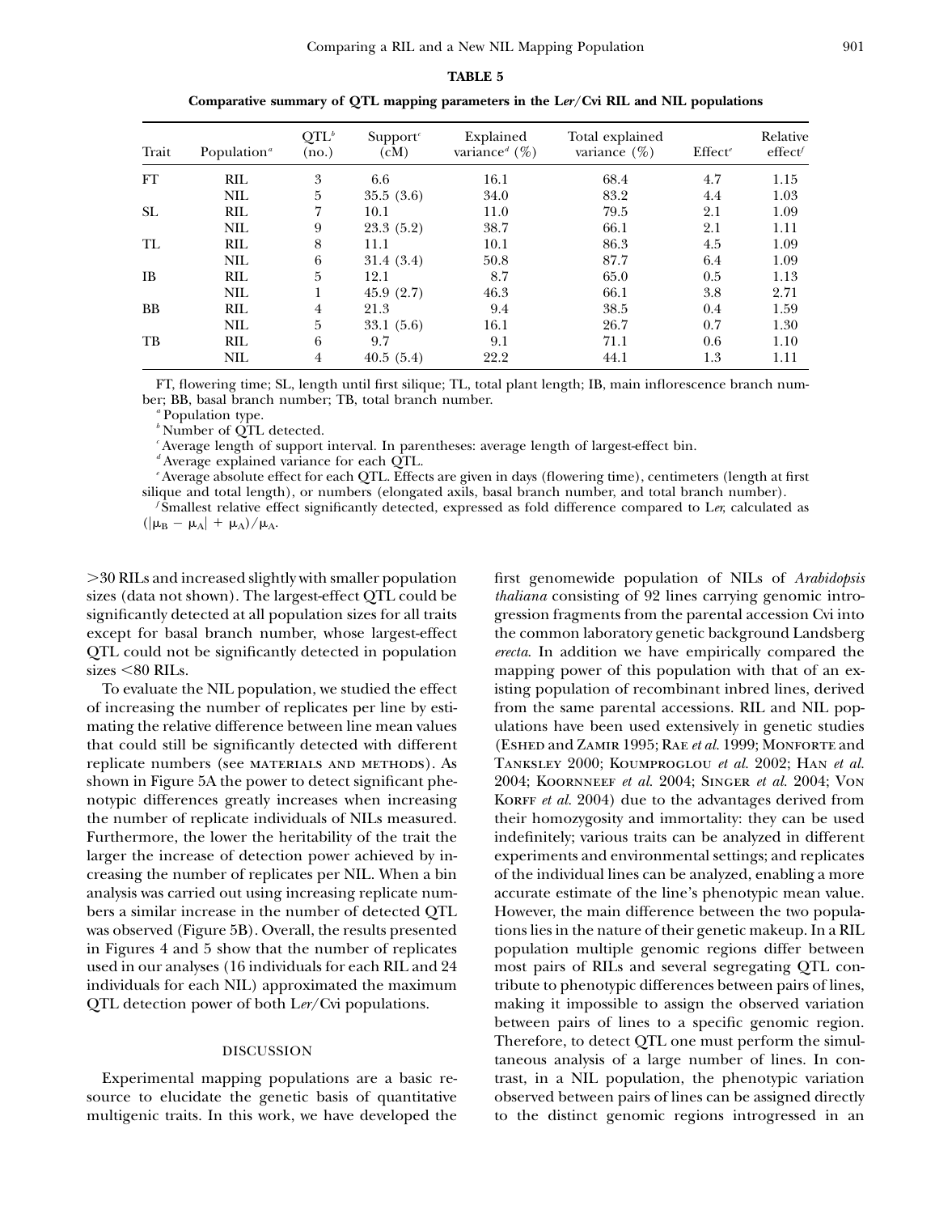**TABLE 5**

**Comparative summary of QTL mapping parameters in the L*er*/Cvi RIL and NIL populations**

| Trait | Population[a] | QTL[b] (no.) | Support[c] (cM) | Explained variance[d] (%) | Total explained variance (%) | Effect[e] | Relative effect[f] |
|---|---|---|---|---|---|---|---|
| FT | RIL | 3 | 6.6 | 16.1 | 68.4 | 4.7 | 1.15 |
| | NIL | 5 | 35.5 (3.6) | 34.0 | 83.2 | 4.4 | 1.03 |
| SL | RIL | 7 | 10.1 | 11.0 | 79.5 | 2.1 | 1.09 |
| | NIL | 9 | 23.3 (5.2) | 38.7 | 66.1 | 2.1 | 1.11 |
| TL | RIL | 8 | 11.1 | 10.1 | 86.3 | 4.5 | 1.09 |
| | NIL | 6 | 31.4 (3.4) | 50.8 | 87.7 | 6.4 | 1.09 |
| IB | RIL | 5 | 12.1 | 8.7 | 65.0 | 0.5 | 1.13 |
| | NIL | 1 | 45.9 (2.7) | 46.3 | 66.1 | 3.8 | 2.71 |
| BB | RIL | 4 | 21.3 | 9.4 | 38.5 | 0.4 | 1.59 |
| | NIL | 5 | 33.1 (5.6) | 16.1 | 26.7 | 0.7 | 1.30 |
| TB | RIL | 6 | 9.7 | 9.1 | 71.1 | 0.6 | 1.10 |
| | NIL | 4 | 40.5 (5.4) | 22.2 | 44.1 | 1.3 | 1.11 |

FT, flowering time; SL, length until first silique; TL, total plant length; IB, main inflorescence branch number; BB, basal branch number; TB, total branch number.

[a] Population type.

[b] Number of QTL detected.

[c] Average length of support interval. In parentheses: average length of largest-effect bin.

[d] Average explained variance for each QTL.

[e] Average absolute effect for each QTL. Effects are given in days (flowering time), centimeters (length at first silique and total length), or numbers (elongated axils, basal branch number, and total branch number).

[f] Smallest relative effect significantly detected, expressed as fold difference compared to L*er*, calculated as $(|\mu_B - \mu_A| + \mu_A)/\mu_A$.

>30 RILs and increased slightly with smaller population sizes (data not shown). The largest-effect QTL could be significantly detected at all population sizes for all traits except for basal branch number, whose largest-effect QTL could not be significantly detected in population sizes <80 RILs.

To evaluate the NIL population, we studied the effect of increasing the number of replicates per line by estimating the relative difference between line mean values that could still be significantly detected with different replicate numbers (see materials and methods). As shown in Figure 5A the power to detect significant phenotypic differences greatly increases when increasing the number of replicate individuals of NILs measured. Furthermore, the lower the heritability of the trait the larger the increase of detection power achieved by increasing the number of replicates per NIL. When a bin analysis was carried out using increasing replicate numbers a similar increase in the number of detected QTL was observed (Figure 5B). Overall, the results presented in Figures 4 and 5 show that the number of replicates used in our analyses (16 individuals for each RIL and 24 individuals for each NIL) approximated the maximum QTL detection power of both L*er*/Cvi populations.

## DISCUSSION

Experimental mapping populations are a basic resource to elucidate the genetic basis of quantitative multigenic traits. In this work, we have developed the first genomewide population of NILs of *Arabidopsis thaliana* consisting of 92 lines carrying genomic introgression fragments from the parental accession Cvi into the common laboratory genetic background Landsberg *erecta*. In addition we have empirically compared the mapping power of this population with that of an existing population of recombinant inbred lines, derived from the same parental accessions. RIL and NIL populations have been used extensively in genetic studies (Eshed and Zamir 1995; Rae *et al.* 1999; Monforte and Tanksley 2000; Koumproglou *et al.* 2002; Han *et al.* 2004; Koornneef *et al.* 2004; Singer *et al.* 2004; Von Korff *et al.* 2004) due to the advantages derived from their homozygosity and immortality: they can be used indefinitely; various traits can be analyzed in different experiments and environmental settings; and replicates of the individual lines can be analyzed, enabling a more accurate estimate of the line's phenotypic mean value. However, the main difference between the two populations lies in the nature of their genetic makeup. In a RIL population multiple genomic regions differ between most pairs of RILs and several segregating QTL contribute to phenotypic differences between pairs of lines, making it impossible to assign the observed variation between pairs of lines to a specific genomic region. Therefore, to detect QTL one must perform the simultaneous analysis of a large number of lines. In contrast, in a NIL population, the phenotypic variation observed between pairs of lines can be assigned directly to the distinct genomic regions introgressed in an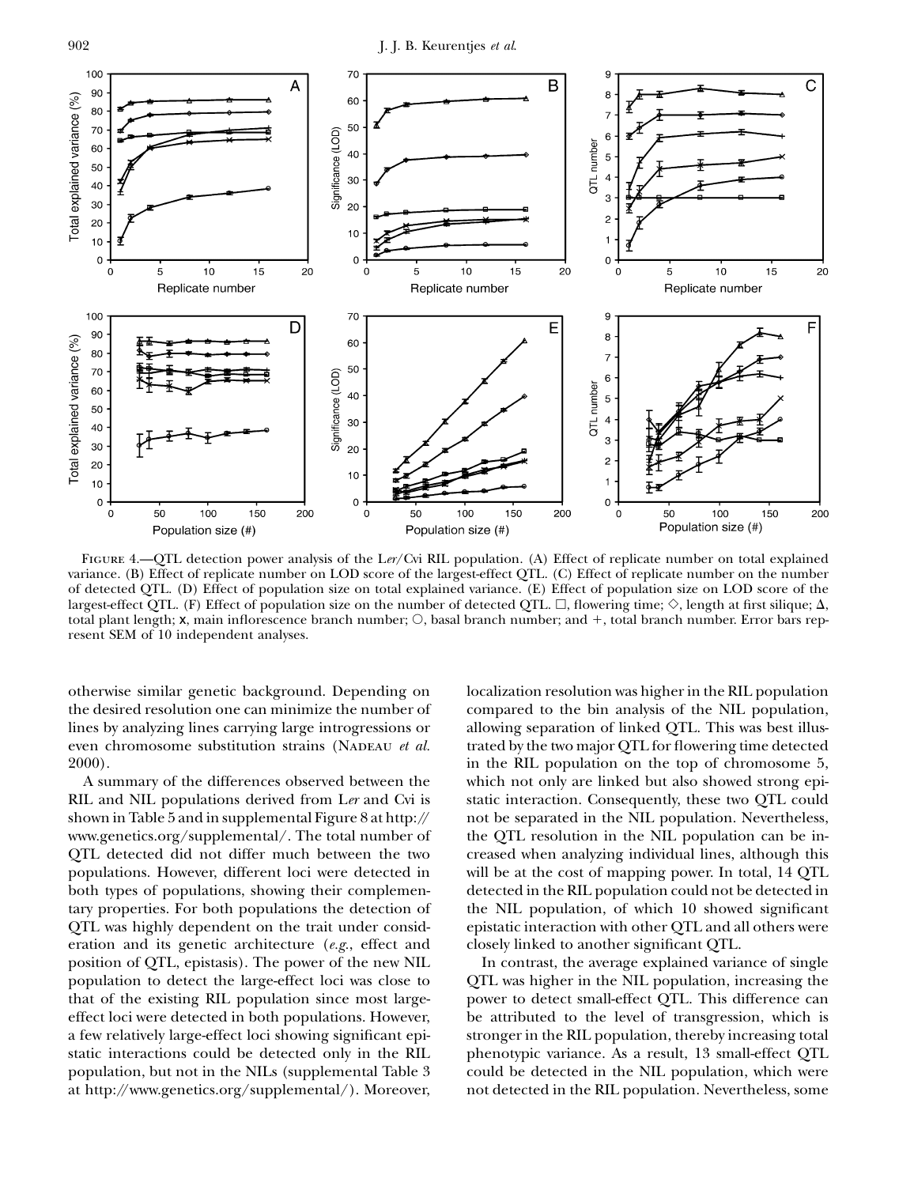Figure 4.—QTL detection power analysis of the L*er*/Cvi RIL population. (A) Effect of replicate number on total explained variance. (B) Effect of replicate number on LOD score of the largest-effect QTL. (C) Effect of replicate number on the number of detected QTL. (D) Effect of population size on total explained variance. (E) Effect of population size on LOD score of the largest-effect QTL. (F) Effect of population size on the number of detected QTL. □, flowering time; ◇, length at first silique; Δ, total plant length; x, main inflorescence branch number; ○, basal branch number; and +, total branch number. Error bars represent SEM of 10 independent analyses.

otherwise similar genetic background. Depending on the desired resolution one can minimize the number of lines by analyzing lines carrying large introgressions or even chromosome substitution strains (Nadeau *et al.* 2000).

A summary of the differences observed between the RIL and NIL populations derived from L*er* and Cvi is shown in Table 5 and in supplemental Figure 8 at http://www.genetics.org/supplemental/. The total number of QTL detected did not differ much between the two populations. However, different loci were detected in both types of populations, showing their complementary properties. For both populations the detection of QTL was highly dependent on the trait under consideration and its genetic architecture (*e.g.*, effect and position of QTL, epistasis). The power of the new NIL population to detect the large-effect loci was close to that of the existing RIL population since most large-effect loci were detected in both populations. However, a few relatively large-effect loci showing significant epistatic interactions could be detected only in the RIL population, but not in the NILs (supplemental Table 3 at http://www.genetics.org/supplemental/). Moreover, localization resolution was higher in the RIL population compared to the bin analysis of the NIL population, allowing separation of linked QTL. This was best illustrated by the two major QTL for flowering time detected in the RIL population on the top of chromosome 5, which not only are linked but also showed strong epistatic interaction. Consequently, these two QTL could not be separated in the NIL population. Nevertheless, the QTL resolution in the NIL population can be increased when analyzing individual lines, although this will be at the cost of mapping power. In total, 14 QTL detected in the RIL population could not be detected in the NIL population, of which 10 showed significant epistatic interaction with other QTL and all others were closely linked to another significant QTL.

In contrast, the average explained variance of single QTL was higher in the NIL population, increasing the power to detect small-effect QTL. This difference can be attributed to the level of transgression, which is stronger in the RIL population, thereby increasing total phenotypic variance. As a result, 13 small-effect QTL could be detected in the NIL population, which were not detected in the RIL population. Nevertheless, some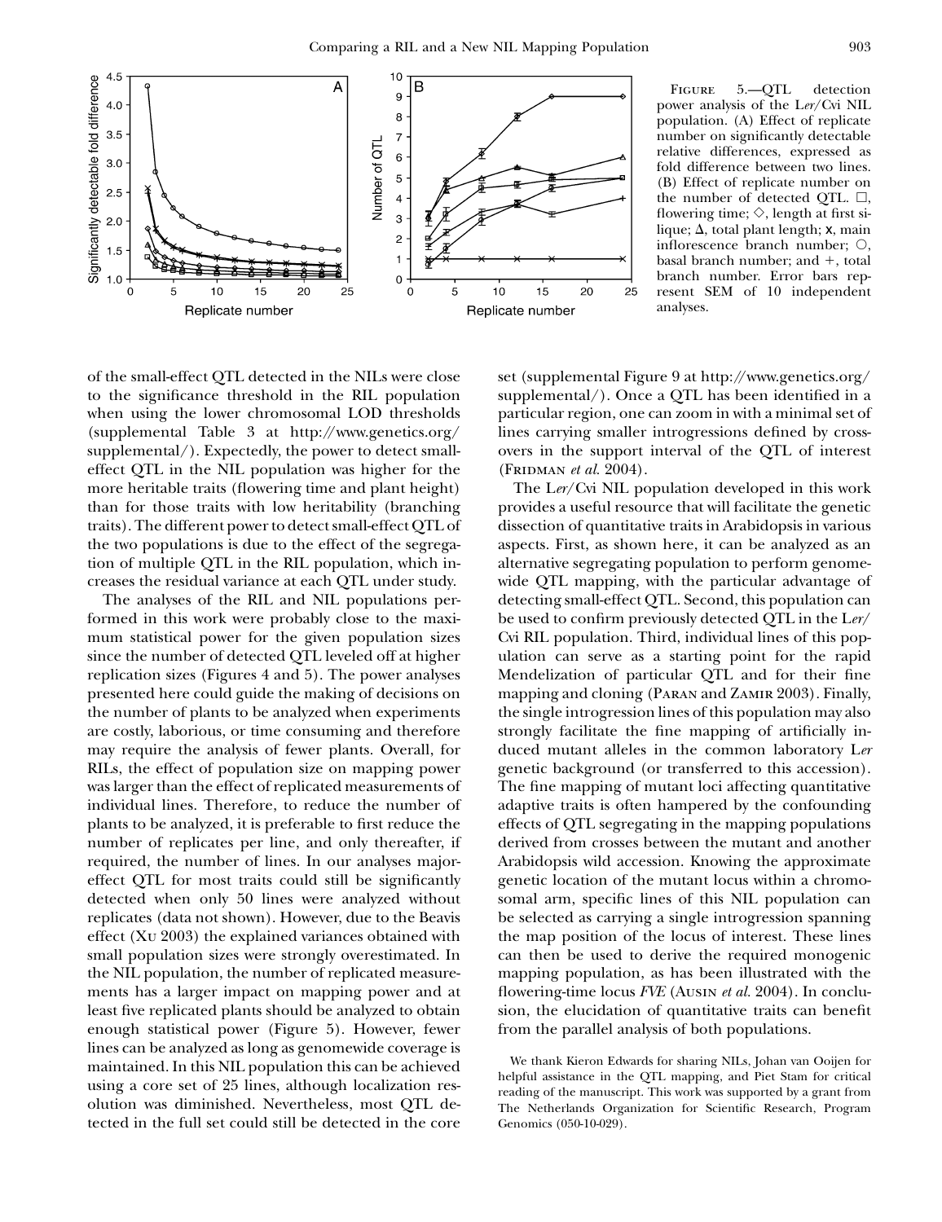FIGURE 5.—QTL detection power analysis of the L*er*/Cvi NIL population. (A) Effect of replicate number on significantly detectable relative differences, expressed as fold difference between two lines. (B) Effect of replicate number on the number of detected QTL. □, flowering time; ◇, length at first silique; Δ, total plant length; x, main inflorescence branch number; ○, basal branch number; and +, total branch number. Error bars represent SEM of 10 independent analyses.

of the small-effect QTL detected in the NILs were close to the significance threshold in the RIL population when using the lower chromosomal LOD thresholds (supplemental Table 3 at http://www.genetics.org/supplemental/). Expectedly, the power to detect small-effect QTL in the NIL population was higher for the more heritable traits (flowering time and plant height) than for those traits with low heritability (branching traits). The different power to detect small-effect QTL of the two populations is due to the effect of the segregation of multiple QTL in the RIL population, which increases the residual variance at each QTL under study.

The analyses of the RIL and NIL populations performed in this work were probably close to the maximum statistical power for the given population sizes since the number of detected QTL leveled off at higher replication sizes (Figures 4 and 5). The power analyses presented here could guide the making of decisions on the number of plants to be analyzed when experiments are costly, laborious, or time consuming and therefore may require the analysis of fewer plants. Overall, for RILs, the effect of population size on mapping power was larger than the effect of replicated measurements of individual lines. Therefore, to reduce the number of plants to be analyzed, it is preferable to first reduce the number of replicates per line, and only thereafter, if required, the number of lines. In our analyses major-effect QTL for most traits could still be significantly detected when only 50 lines were analyzed without replicates (data not shown). However, due to the Beavis effect (XU 2003) the explained variances obtained with small population sizes were strongly overestimated. In the NIL population, the number of replicated measurements has a larger impact on mapping power and at least five replicated plants should be analyzed to obtain enough statistical power (Figure 5). However, fewer lines can be analyzed as long as genomewide coverage is maintained. In this NIL population this can be achieved using a core set of 25 lines, although localization resolution was diminished. Nevertheless, most QTL detected in the full set could still be detected in the core set (supplemental Figure 9 at http://www.genetics.org/supplemental/). Once a QTL has been identified in a particular region, one can zoom in with a minimal set of lines carrying smaller introgressions defined by crossovers in the support interval of the QTL of interest (FRIDMAN *et al.* 2004).

The L*er*/Cvi NIL population developed in this work provides a useful resource that will facilitate the genetic dissection of quantitative traits in Arabidopsis in various aspects. First, as shown here, it can be analyzed as an alternative segregating population to perform genomewide QTL mapping, with the particular advantage of detecting small-effect QTL. Second, this population can be used to confirm previously detected QTL in the L*er*/Cvi RIL population. Third, individual lines of this population can serve as a starting point for the rapid Mendelization of particular QTL and for their fine mapping and cloning (PARAN and ZAMIR 2003). Finally, the single introgression lines of this population may also strongly facilitate the fine mapping of artificially induced mutant alleles in the common laboratory L*er* genetic background (or transferred to this accession). The fine mapping of mutant loci affecting quantitative adaptive traits is often hampered by the confounding effects of QTL segregating in the mapping populations derived from crosses between the mutant and another Arabidopsis wild accession. Knowing the approximate genetic location of the mutant locus within a chromosomal arm, specific lines of this NIL population can be selected as carrying a single introgression spanning the map position of the locus of interest. These lines can then be used to derive the required monogenic mapping population, as has been illustrated with the flowering-time locus *FVE* (AUSIN *et al.* 2004). In conclusion, the elucidation of quantitative traits can benefit from the parallel analysis of both populations.

We thank Kieron Edwards for sharing NILs, Johan van Ooijen for helpful assistance in the QTL mapping, and Piet Stam for critical reading of the manuscript. This work was supported by a grant from The Netherlands Organization for Scientific Research, Program Genomics (050-10-029).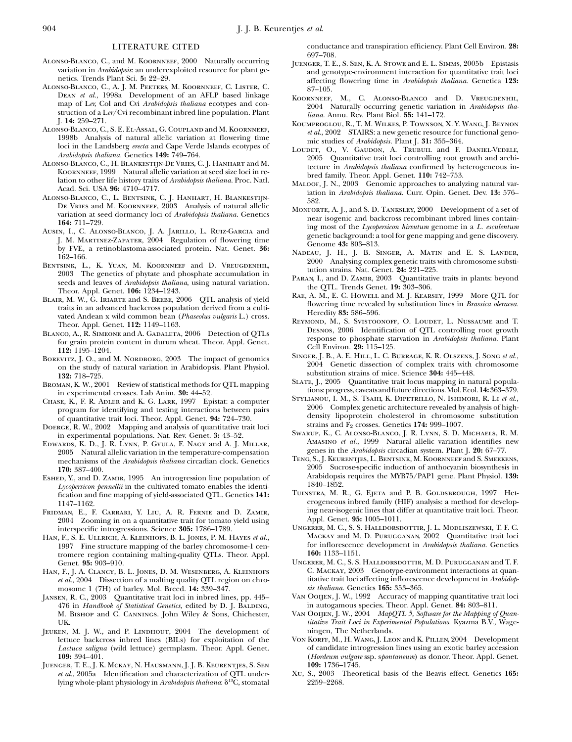## LITERATURE CITED

Alonso-Blanco, C., and M. Koornneef, 2000 Naturally occurring variation in *Arabidopsis*: an underexploited resource for plant genetics. Trends Plant Sci. **5:** 22–29.

Alonso-Blanco, C., A. J. M. Peeters, M. Koornneef, C. Lister, C. Dean *et al.*, 1998a Development of an AFLP based linkage map of L*er*, Col and Cvi *Arabidopsis thaliana* ecotypes and construction of a L*er*/Cvi recombinant inbred line population. Plant J. **14:** 259–271.

Alonso-Blanco, C., S. E. El-Assal, G. Coupland and M. Koornneef, 1998b Analysis of natural allelic variation at flowering time loci in the Landsberg *erecta* and Cape Verde Islands ecotypes of *Arabidopsis thaliana.* Genetics **149:** 749–764.

Alonso-Blanco, C., H. Blankestijn-De Vries, C. J. Hanhart and M. Koornneef, 1999 Natural allelic variation at seed size loci in relation to other life history traits of *Arabidopsis thaliana.* Proc. Natl. Acad. Sci. USA **96:** 4710–4717.

Alonso-Blanco, C., L. Bentsink, C. J. Hanhart, H. Blankestijn-De Vries and M. Koornneef, 2003 Analysis of natural allelic variation at seed dormancy loci of *Arabidopsis thaliana.* Genetics **164:** 711–729.

Ausin, I., C. Alonso-Blanco, J. A. Jarillo, L. Ruiz-Garcia and J. M. Martinez-Zapater, 2004 Regulation of flowering time by FVE, a retinoblastoma-associated protein. Nat. Genet. **36:** 162–166.

Bentsink, L., K. Yuan, M. Koornneef and D. Vreugdenhil, 2003 The genetics of phytate and phosphate accumulation in seeds and leaves of *Arabidopsis thaliana*, using natural variation. Theor. Appl. Genet. **106:** 1234–1243.

Blair, M. W., G. Iriarte and S. Beebe, 2006 QTL analysis of yield traits in an advanced backcross population derived from a cultivated Andean x wild common bean (*Phaseolus vulgaris* L.) cross. Theor. Appl. Genet. **112:** 1149–1163.

Blanco, A., R. Simeone and A. Gadaleta, 2006 Detection of QTLs for grain protein content in durum wheat. Theor. Appl. Genet. **112:** 1195–1204.

Borevitz, J. O., and M. Nordborg, 2003 The impact of genomics on the study of natural variation in Arabidopsis. Plant Physiol. **132:** 718–725.

Broman, K. W., 2001 Review of statistical methods for QTL mapping in experimental crosses. Lab Anim. **30:** 44–52.

Chase, K., F. R. Adler and K. G. Lark, 1997 Epistat: a computer program for identifying and testing interactions between pairs of quantitative trait loci. Theor. Appl. Genet. **94:** 724–730.

Doerge, R. W., 2002 Mapping and analysis of quantitative trait loci in experimental populations. Nat. Rev. Genet. **3:** 43–52.

Edwards, K. D., J. R. Lynn, P. Gyula, F. Nagy and A. J. Millar, 2005 Natural allelic variation in the temperature-compensation mechanisms of the *Arabidopsis thaliana* circadian clock. Genetics **170:** 387–400.

Eshed, Y., and D. Zamir, 1995 An introgression line population of *Lycopersicon pennellii* in the cultivated tomato enables the identification and fine mapping of yield-associated QTL. Genetics **141:** 1147–1162.

Fridman, E., F. Carrari, Y. Liu, A. R. Fernie and D. Zamir, 2004 Zooming in on a quantitative trait for tomato yield using interspecific introgressions. Science **305:** 1786–1789.

Han, F., S. E. Ullrich, A. Kleinhofs, B. L. Jones, P. M. Hayes *et al.*, 1997 Fine structure mapping of the barley chromosome-1 centromere region containing malting-quality QTLs. Theor. Appl. Genet. **95:** 903–910.

Han, F., J. A. Clancy, B. L. Jones, D. M. Wesenberg, A. Kleinhofs *et al.*, 2004 Dissection of a malting quality QTL region on chromosome 1 (7H) of barley. Mol. Breed. **14:** 339–347.

Jansen, R. C., 2003 Quantitative trait loci in inbred lines, pp. 445–476 in *Handbook of Statistical Genetics*, edited by D. J. Balding, M. Bishop and C. Cannings. John Wiley & Sons, Chichester, UK.

Jeuken, M. J. W., and P. Lindhout, 2004 The development of lettuce backcross inbred lines (BILs) for exploitation of the *Lactuca saligna* (wild lettuce) germplasm. Theor. Appl. Genet. **109:** 394–401.

Juenger, T. E., J. K. Mckay, N. Hausmann, J. J. B. Keurentjes, S. Sen *et al.*, 2005a Identification and characterization of QTL underlying whole-plant physiology in *Arabidopsis thaliana*: $\delta^{13}$C, stomatal conductance and transpiration efficiency. Plant Cell Environ. **28:** 697–708.

Juenger, T. E., S. Sen, K. A. Stowe and E. L. Simms, 2005b Epistasis and genotype-environment interaction for quantitative trait loci affecting flowering time in *Arabidopsis thaliana.* Genetica **123:** 87–105.

Koornneef, M., C. Alonso-Blanco and D. Vreugdenhil, 2004 Naturally occurring genetic variation in *Arabidopsis thaliana.* Annu. Rev. Plant Biol. **55:** 141–172.

Koumproglou, R., T. M. Wilkes, P. Townson, X. Y. Wang, J. Beynon *et al.*, 2002 STAIRS: a new genetic resource for functional genomic studies of *Arabidopsis.* Plant J. **31:** 355–364.

Loudet, O., V. Gaudon, A. Trubuil and F. Daniel-Vedele, 2005 Quantitative trait loci controlling root growth and architecture in *Arabidopsis thaliana* confirmed by heterogeneous inbred family. Theor. Appl. Genet. **110:** 742–753.

Maloof, J. N., 2003 Genomic approaches to analyzing natural variation in *Arabidopsis thaliana.* Curr. Opin. Genet. Dev. **13:** 576–582.

Monforte, A. J., and S. D. Tanksley, 2000 Development of a set of near isogenic and backcross recombinant inbred lines containing most of the *Lycopersicon hirsutum* genome in a *L. esculentum* genetic background: a tool for gene mapping and gene discovery. Genome **43:** 803–813.

Nadeau, J. H., J. B. Singer, A. Matin and E. S. Lander, 2000 Analysing complex genetic traits with chromosome substitution strains. Nat. Genet. **24:** 221–225.

Paran, I., and D. Zamir, 2003 Quantitative traits in plants: beyond the QTL. Trends Genet. **19:** 303–306.

Rae, A. M., E. C. Howell and M. J. Kearsey, 1999 More QTL for flowering time revealed by substitution lines in *Brassica oleracea.* Heredity **83:** 586–596.

Reymond, M., S. Svistoonoff, O. Loudet, L. Nussaume and T. Desnos, 2006 Identification of QTL controlling root growth response to phosphate starvation in *Arabidopsis thaliana.* Plant Cell Environ. **29:** 115–125.

Singer, J. B., A. E. Hill, L. C. Burrage, K. R. Olszens, J. Song *et al.*, 2004 Genetic dissection of complex traits with chromosome substitution strains of mice. Science **304:** 445–448.

Slate, J., 2005 Quantitative trait locus mapping in natural populations: progress, caveats and future directions. Mol. Ecol. **14:** 363–379.

Stylianou, I. M., S. Tsaih, K. Dipetrillo, N. Ishimori, R. Li *et al.*, 2006 Complex genetic architecture revealed by analysis of high-density lipoprotein cholesterol in chromosome substitution strains and $F_2$ crosses. Genetics **174:** 999–1007.

Swarup, K., C. Alonso-Blanco, J. R. Lynn, S. D. Michaels, R. M. Amasino *et al.*, 1999 Natural allelic variation identifies new genes in the *Arabidopsis* circadian system. Plant J. **20:** 67–77.

Teng, S., J. Keurentjes, L. Bentsink, M. Koornneef and S. Smeekens, 2005 Sucrose-specific induction of anthocyanin biosynthesis in Arabidopsis requires the MYB75/PAP1 gene. Plant Physiol. **139:** 1840–1852.

Tuinstra, M. R., G. Ejeta and P. B. Goldsbrough, 1997 Heterogeneous inbred family (HIF) analysis: a method for developing near-isogenic lines that differ at quantitative trait loci. Theor. Appl. Genet. **95:** 1005–1011.

Ungerer, M. C., S. S. Halldorsdottir, J. L. Modliszewski, T. F. C. Mackay and M. D. Purugganan, 2002 Quantitative trait loci for inflorescence development in *Arabidopsis thaliana.* Genetics **160:** 1133–1151.

Ungerer, M. C., S. S. Halldorsdottir, M. D. Purugganan and T. F. C. Mackay, 2003 Genotype-environment interactions at quantitative trait loci affecting inflorescence development in *Arabidopsis thaliana.* Genetics **165:** 353–365.

Van Ooijen, J. W., 1992 Accuracy of mapping quantitative trait loci in autogamous species. Theor. Appl. Genet. **84:** 803–811.

Van Ooijen, J. W., 2004 *MapQTL 5, Software for the Mapping of Quantitative Trait Loci in Experimental Populations.* Kyazma B.V., Wageningen, The Netherlands.

Von Korff, M., H. Wang, J. Leon and K. Pillen, 2004 Development of candidate introgression lines using an exotic barley accession (*Hordeum vulgare* ssp. s*pontaneum*) as donor. Theor. Appl. Genet. **109:** 1736–1745.

Xu, S., 2003 Theoretical basis of the Beavis effect. Genetics **165:** 2259–2268.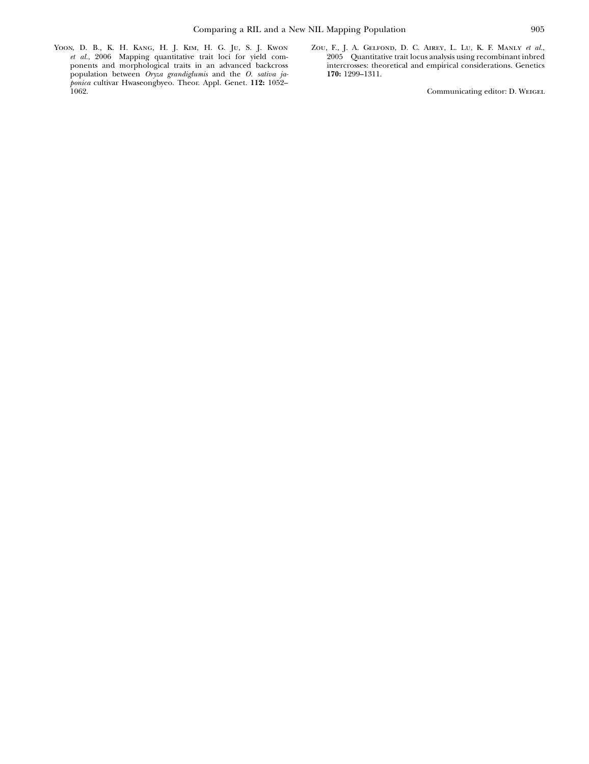Yoon, D. B., K. H. Kang, H. J. Kim, H. G. Ju, S. J. Kwon *et al.*, 2006 Mapping quantitative trait loci for yield components and morphological traits in an advanced backcross population between *Oryza grandiglumis* and the *O. sativa japonica* cultivar Hwaseongbyeo. Theor. Appl. Genet. **112:** 1052–1062.

Zou, F., J. A. Gelfond, D. C. Airey, L. Lu, K. F. Manly *et al.*, 2005 Quantitative trait locus analysis using recombinant inbred intercrosses: theoretical and empirical considerations. Genetics **170:** 1299–1311.

Communicating editor: D. Weigel